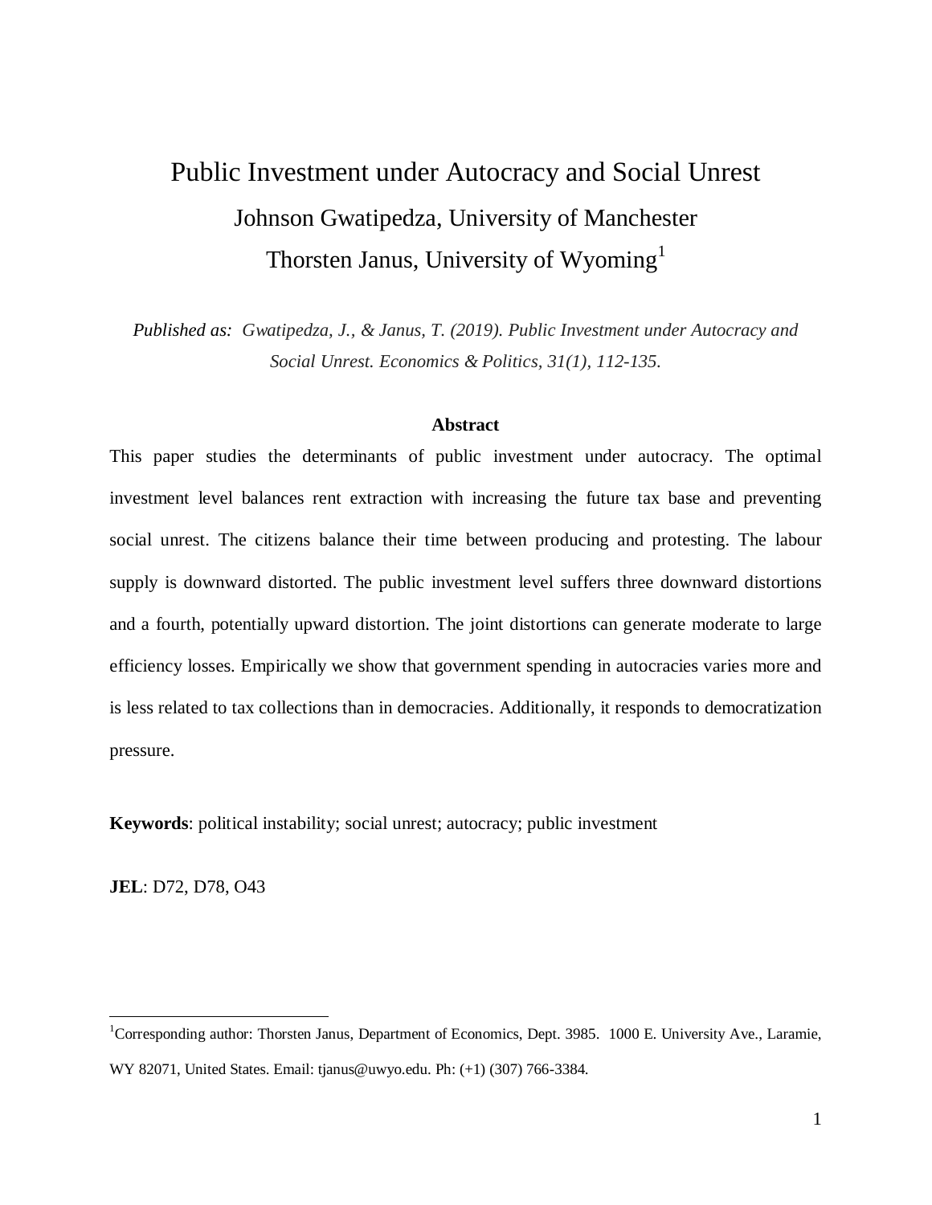# Public Investment under Autocracy and Social Unrest

Johnson Gwatipedza, University of Manchester

Thorsten Janus, University of Wyoming[1]

*Published as: Gwatipedza, J., & Janus, T. (2019). Public Investment under Autocracy and Social Unrest. Economics & Politics, 31(1), 112-135.*

### Abstract

This paper studies the determinants of public investment under autocracy. The optimal investment level balances rent extraction with increasing the future tax base and preventing social unrest. The citizens balance their time between producing and protesting. The labour supply is downward distorted. The public investment level suffers three downward distortions and a fourth, potentially upward distortion. The joint distortions can generate moderate to large efficiency losses. Empirically we show that government spending in autocracies varies more and is less related to tax collections than in democracies. Additionally, it responds to democratization pressure.

**Keywords**: political instability; social unrest; autocracy; public investment

**JEL**: D72, D78, O43

---

[1] Corresponding author: Thorsten Janus, Department of Economics, Dept. 3985. 1000 E. University Ave., Laramie, WY 82071, United States. Email: tjanus@uwyo.edu. Ph: (+1) (307) 766-3384.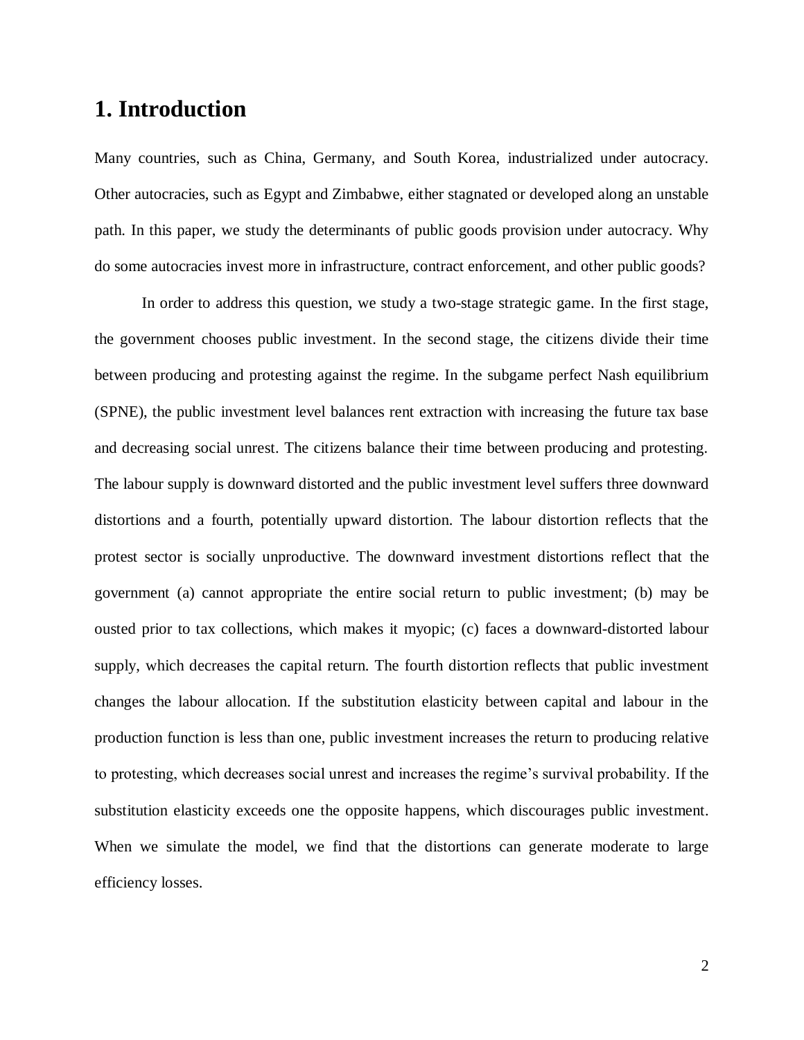# 1. Introduction

Many countries, such as China, Germany, and South Korea, industrialized under autocracy. Other autocracies, such as Egypt and Zimbabwe, either stagnated or developed along an unstable path. In this paper, we study the determinants of public goods provision under autocracy. Why do some autocracies invest more in infrastructure, contract enforcement, and other public goods?

In order to address this question, we study a two-stage strategic game. In the first stage, the government chooses public investment. In the second stage, the citizens divide their time between producing and protesting against the regime. In the subgame perfect Nash equilibrium (SPNE), the public investment level balances rent extraction with increasing the future tax base and decreasing social unrest. The citizens balance their time between producing and protesting. The labour supply is downward distorted and the public investment level suffers three downward distortions and a fourth, potentially upward distortion. The labour distortion reflects that the protest sector is socially unproductive. The downward investment distortions reflect that the government (a) cannot appropriate the entire social return to public investment; (b) may be ousted prior to tax collections, which makes it myopic; (c) faces a downward-distorted labour supply, which decreases the capital return. The fourth distortion reflects that public investment changes the labour allocation. If the substitution elasticity between capital and labour in the production function is less than one, public investment increases the return to producing relative to protesting, which decreases social unrest and increases the regime's survival probability. If the substitution elasticity exceeds one the opposite happens, which discourages public investment. When we simulate the model, we find that the distortions can generate moderate to large efficiency losses.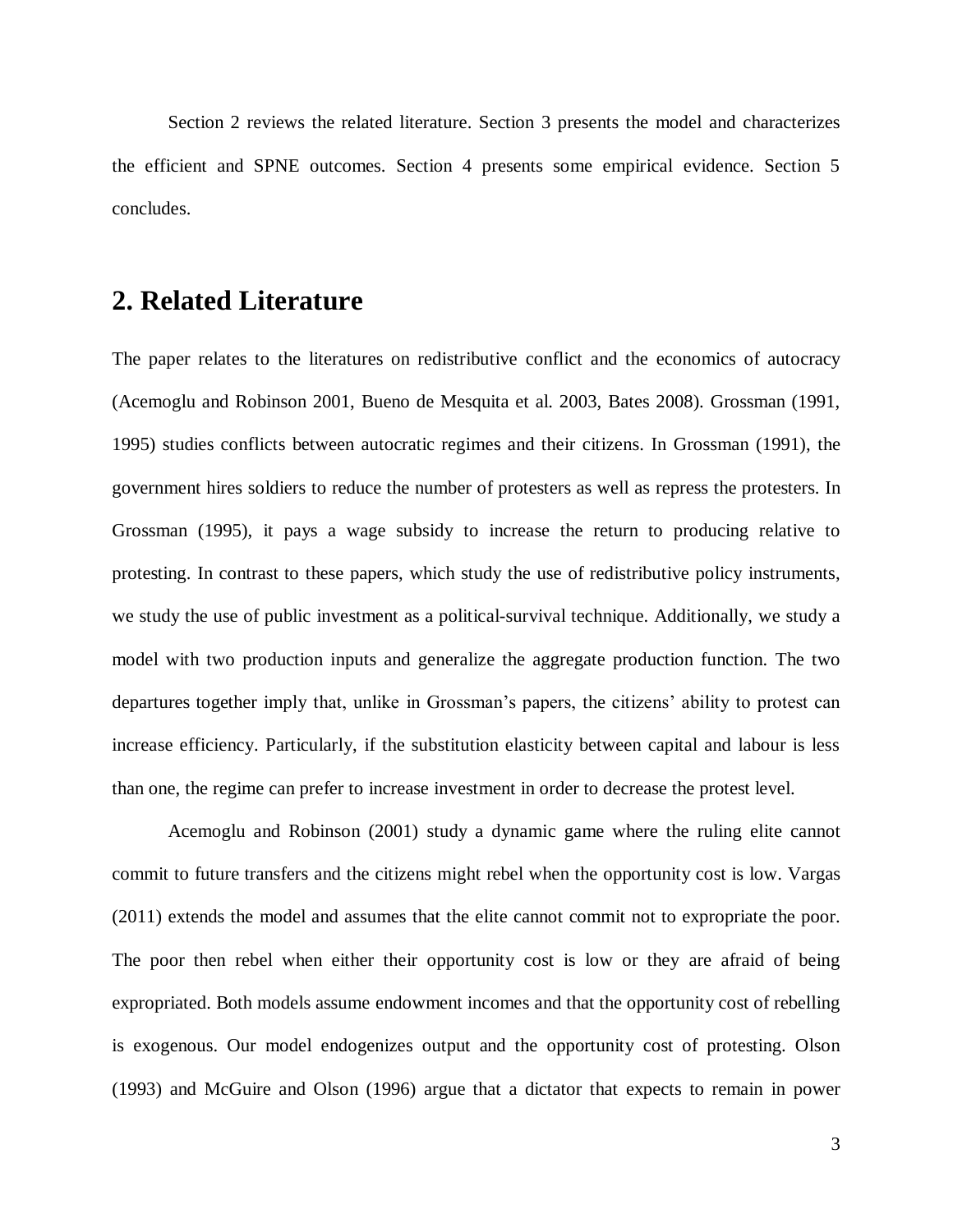Section 2 reviews the related literature. Section 3 presents the model and characterizes the efficient and SPNE outcomes. Section 4 presents some empirical evidence. Section 5 concludes.

## 2. Related Literature

The paper relates to the literatures on redistributive conflict and the economics of autocracy (Acemoglu and Robinson 2001, Bueno de Mesquita et al. 2003, Bates 2008). Grossman (1991, 1995) studies conflicts between autocratic regimes and their citizens. In Grossman (1991), the government hires soldiers to reduce the number of protesters as well as repress the protesters. In Grossman (1995), it pays a wage subsidy to increase the return to producing relative to protesting. In contrast to these papers, which study the use of redistributive policy instruments, we study the use of public investment as a political-survival technique. Additionally, we study a model with two production inputs and generalize the aggregate production function. The two departures together imply that, unlike in Grossman's papers, the citizens' ability to protest can increase efficiency. Particularly, if the substitution elasticity between capital and labour is less than one, the regime can prefer to increase investment in order to decrease the protest level.

Acemoglu and Robinson (2001) study a dynamic game where the ruling elite cannot commit to future transfers and the citizens might rebel when the opportunity cost is low. Vargas (2011) extends the model and assumes that the elite cannot commit not to expropriate the poor. The poor then rebel when either their opportunity cost is low or they are afraid of being expropriated. Both models assume endowment incomes and that the opportunity cost of rebelling is exogenous. Our model endogenizes output and the opportunity cost of protesting. Olson (1993) and McGuire and Olson (1996) argue that a dictator that expects to remain in power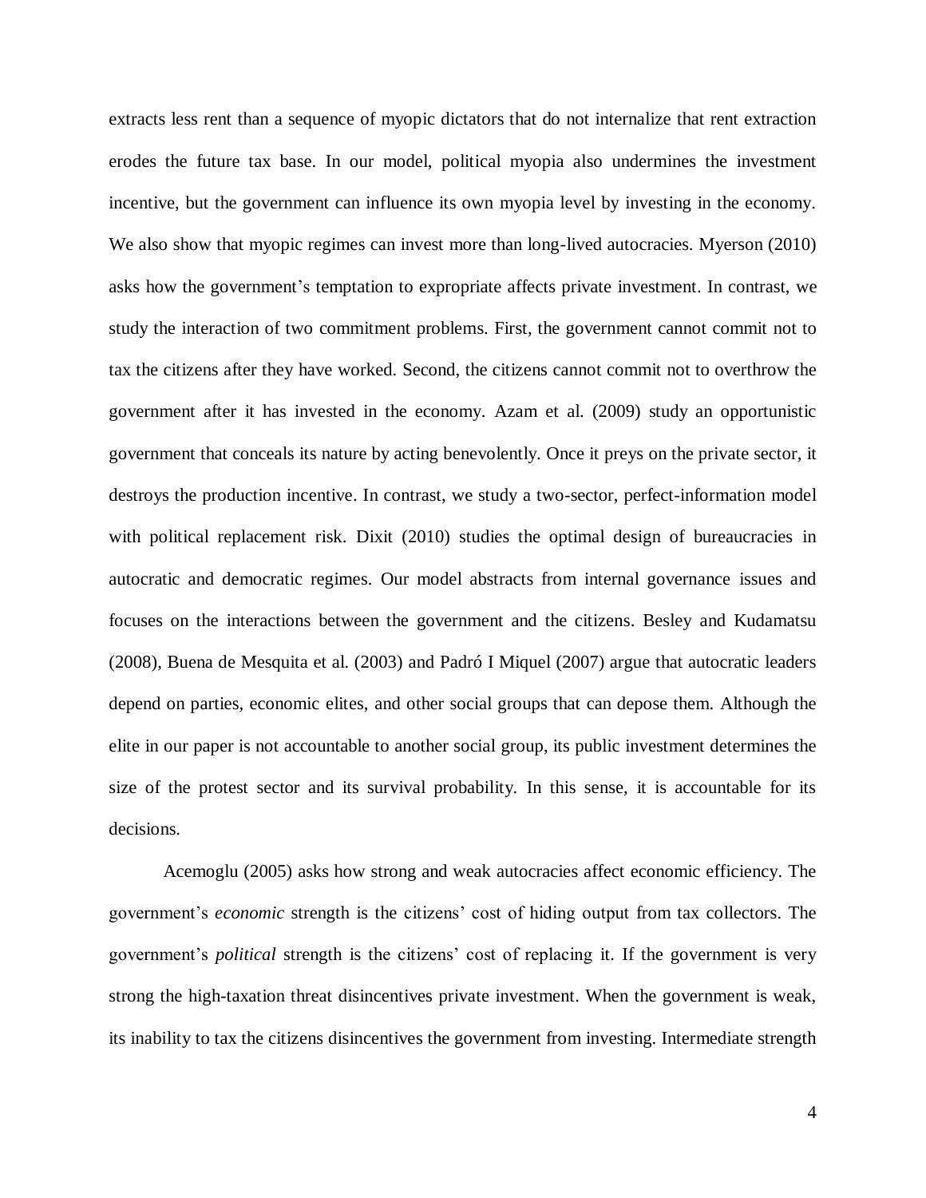extracts less rent than a sequence of myopic dictators that do not internalize that rent extraction erodes the future tax base. In our model, political myopia also undermines the investment incentive, but the government can influence its own myopia level by investing in the economy. We also show that myopic regimes can invest more than long-lived autocracies. Myerson (2010) asks how the government's temptation to expropriate affects private investment. In contrast, we study the interaction of two commitment problems. First, the government cannot commit not to tax the citizens after they have worked. Second, the citizens cannot commit not to overthrow the government after it has invested in the economy. Azam et al. (2009) study an opportunistic government that conceals its nature by acting benevolently. Once it preys on the private sector, it destroys the production incentive. In contrast, we study a two-sector, perfect-information model with political replacement risk. Dixit (2010) studies the optimal design of bureaucracies in autocratic and democratic regimes. Our model abstracts from internal governance issues and focuses on the interactions between the government and the citizens. Besley and Kudamatsu (2008), Buena de Mesquita et al. (2003) and Padró I Miquel (2007) argue that autocratic leaders depend on parties, economic elites, and other social groups that can depose them. Although the elite in our paper is not accountable to another social group, its public investment determines the size of the protest sector and its survival probability. In this sense, it is accountable for its decisions.

Acemoglu (2005) asks how strong and weak autocracies affect economic efficiency. The government's *economic* strength is the citizens' cost of hiding output from tax collectors. The government's *political* strength is the citizens' cost of replacing it. If the government is very strong the high-taxation threat disincentives private investment. When the government is weak, its inability to tax the citizens disincentives the government from investing. Intermediate strength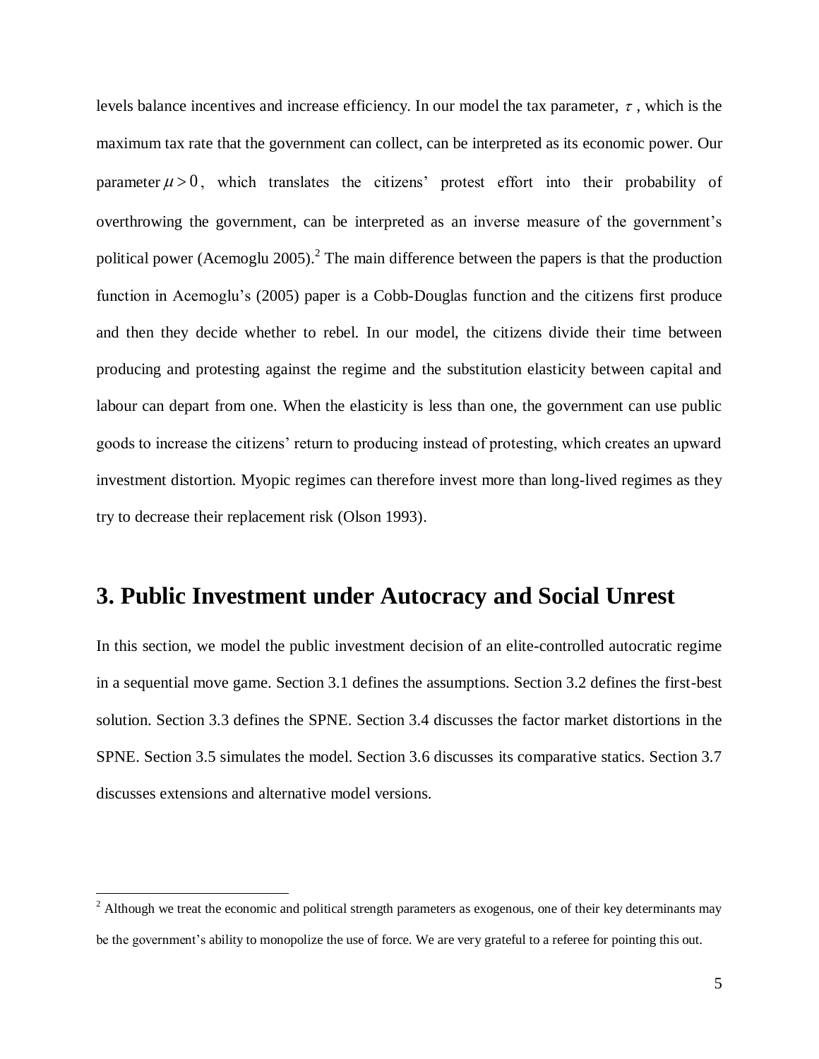levels balance incentives and increase efficiency. In our model the tax parameter, $\tau$ , which is the maximum tax rate that the government can collect, can be interpreted as its economic power. Our parameter $\mu > 0$, which translates the citizens' protest effort into their probability of overthrowing the government, can be interpreted as an inverse measure of the government's political power (Acemoglu 2005).[2] The main difference between the papers is that the production function in Acemoglu's (2005) paper is a Cobb-Douglas function and the citizens first produce and then they decide whether to rebel. In our model, the citizens divide their time between producing and protesting against the regime and the substitution elasticity between capital and labour can depart from one. When the elasticity is less than one, the government can use public goods to increase the citizens' return to producing instead of protesting, which creates an upward investment distortion. Myopic regimes can therefore invest more than long-lived regimes as they try to decrease their replacement risk (Olson 1993).

## 3. Public Investment under Autocracy and Social Unrest

In this section, we model the public investment decision of an elite-controlled autocratic regime in a sequential move game. Section 3.1 defines the assumptions. Section 3.2 defines the first-best solution. Section 3.3 defines the SPNE. Section 3.4 discusses the factor market distortions in the SPNE. Section 3.5 simulates the model. Section 3.6 discusses its comparative statics. Section 3.7 discusses extensions and alternative model versions.

[2] Although we treat the economic and political strength parameters as exogenous, one of their key determinants may be the government's ability to monopolize the use of force. We are very grateful to a referee for pointing this out.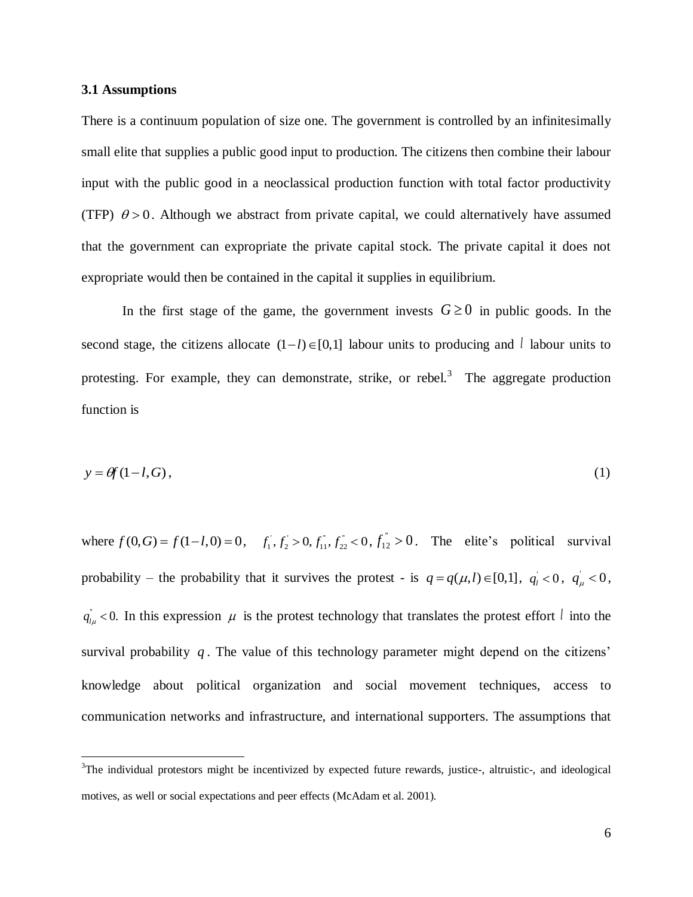### 3.1 Assumptions

There is a continuum population of size one. The government is controlled by an infinitesimally small elite that supplies a public good input to production. The citizens then combine their labour input with the public good in a neoclassical production function with total factor productivity (TFP) $\theta > 0$. Although we abstract from private capital, we could alternatively have assumed that the government can expropriate the private capital stock. The private capital it does not expropriate would then be contained in the capital it supplies in equilibrium.

In the first stage of the game, the government invests $G \geq 0$ in public goods. In the second stage, the citizens allocate $(1-l) \in [0,1]$ labour units to producing and $l$ labour units to protesting. For example, they can demonstrate, strike, or rebel.[3] The aggregate production function is

$$y = \theta f(1-l, G), \tag{1}$$

where $f(0,G) = f(1-l,0) = 0$, $f_1^{'}, f_2^{'} > 0, f_{11}^{"}, f_{22}^{"} < 0$, $f_{12}^{"} > 0$. The elite's political survival probability – the probability that it survives the protest - is $q = q(\mu, l) \in [0,1]$, $q_l^{'} < 0$, $q_\mu^{'} < 0$, $q_{l\mu}^{"} < 0.$ In this expression $\mu$ is the protest technology that translates the protest effort $l$ into the survival probability $q$. The value of this technology parameter might depend on the citizens' knowledge about political organization and social movement techniques, access to communication networks and infrastructure, and international supporters. The assumptions that

---

[3]The individual protestors might be incentivized by expected future rewards, justice-, altruistic-, and ideological motives, as well or social expectations and peer effects (McAdam et al. 2001).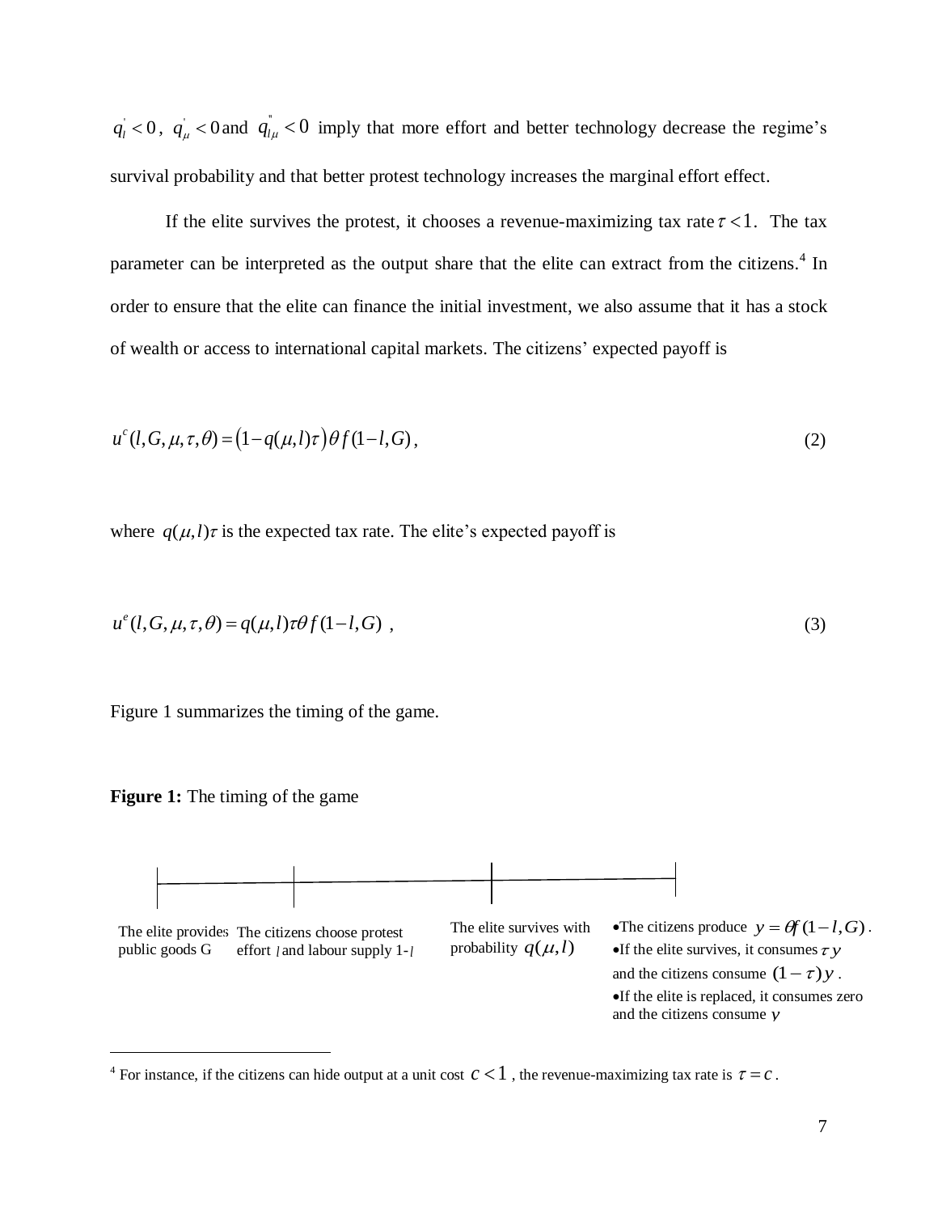$q_l^{'} < 0$, $q_\mu^{'} < 0$ and $q_{l\mu}^{''} < 0$ imply that more effort and better technology decrease the regime's survival probability and that better protest technology increases the marginal effort effect.

If the elite survives the protest, it chooses a revenue-maximizing tax rate $\tau < 1$. The tax parameter can be interpreted as the output share that the elite can extract from the citizens.[4] In order to ensure that the elite can finance the initial investment, we also assume that it has a stock of wealth or access to international capital markets. The citizens' expected payoff is

$$u^c(l, G, \mu, \tau, \theta) = \left(1 - q(\mu, l)\tau\right)\theta f(1-l, G), \tag{2}$$

where $q(\mu, l)\tau$ is the expected tax rate. The elite's expected payoff is

$$u^e(l, G, \mu, \tau, \theta) = q(\mu, l)\tau\theta f(1-l, G) \ , \tag{3}$$

Figure 1 summarizes the timing of the game.

**Figure 1:** The timing of the game

| The elite provides public goods G | The citizens choose protest effort $l$ and labour supply 1-$l$ | The elite survives with probability $q(\mu, l)$ | •The citizens produce $y = \theta f(1-l, G)$. •If the elite survives, it consumes $\tau y$ and the citizens consume $(1-\tau)y$. •If the elite is replaced, it consumes zero and the citizens consume $y$ |
|---|---|---|---|

[4] For instance, if the citizens can hide output at a unit cost $c < 1$, the revenue-maximizing tax rate is $\tau = c$.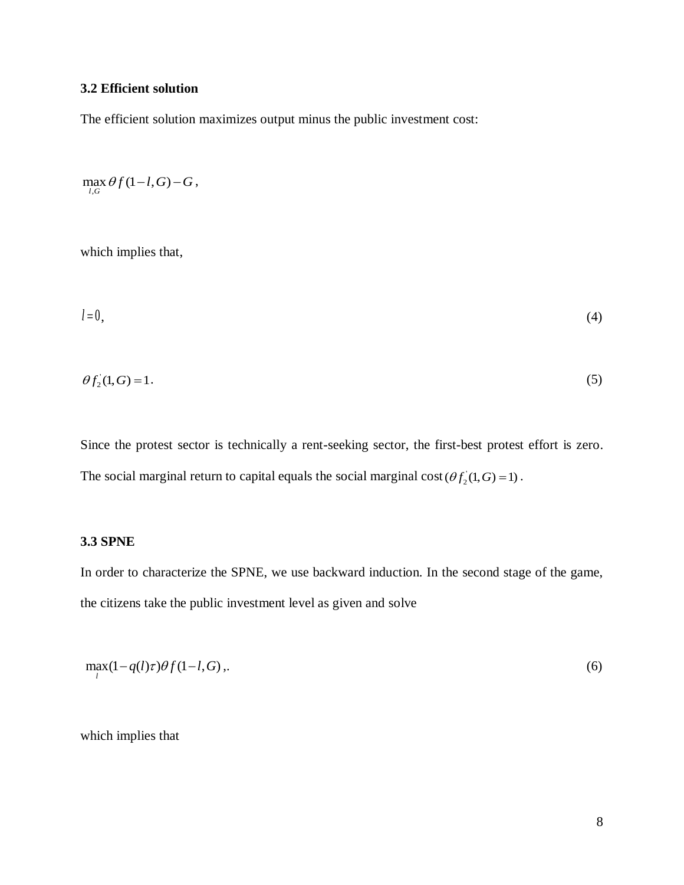### 3.2 Efficient solution

The efficient solution maximizes output minus the public investment cost:

$$\max_{l,G} \theta f(1-l,G) - G,$$

which implies that,

$$l = 0, \tag{4}$$

$$\theta f_2^{'}(1,G) = 1. \tag{5}$$

Since the protest sector is technically a rent-seeking sector, the first-best protest effort is zero. The social marginal return to capital equals the social marginal cost $(\theta f_2^{'}(1,G) = 1)$.

### 3.3 SPNE

In order to characterize the SPNE, we use backward induction. In the second stage of the game, the citizens take the public investment level as given and solve

$$\max_{l} (1-q(l)\tau)\theta f(1-l,G),. \tag{6}$$

which implies that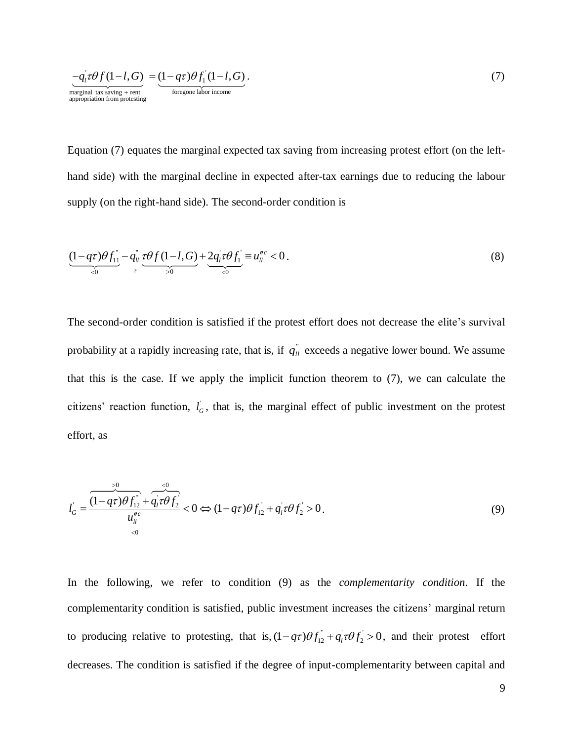$$\underbrace{-q_l^{'}\tau\theta f(1-l,G)}_{\substack{\text{marginal tax saving + rent} \\ \text{appropriation from protesting}}} = \underbrace{(1-q\tau)\theta f_1^{'}(1-l,G)}_{\text{foregone labor income}}. \tag{7}$$

Equation (7) equates the marginal expected tax saving from increasing protest effort (on the left-hand side) with the marginal decline in expected after-tax earnings due to reducing the labour supply (on the right-hand side). The second-order condition is

$$\underbrace{(1-q\tau)\theta f_{11}^{"}}_{<0} - \underbrace{q_{ll}^{"}}_{?} \underbrace{\tau\theta f(1-l,G)}_{>0} + \underbrace{2q_l^{'}\tau\theta f_1^{'}}_{<0} \equiv u_{ll}^{\prime\prime c} < 0. \tag{8}$$

The second-order condition is satisfied if the protest effort does not decrease the elite's survival probability at a rapidly increasing rate, that is, if $q_{ll}^{"}$ exceeds a negative lower bound. We assume that this is the case. If we apply the implicit function theorem to (7), we can calculate the citizens' reaction function, $l_G^{'}$, that is, the marginal effect of public investment on the protest effort, as

$$l_G^{'} = \frac{\overbrace{(1-q\tau)\theta f_{12}^{"}}^{>0} + \overbrace{q_l^{'}\tau\theta f_2^{'}}^{<0}}{\underbrace{u_{ll}^{\prime\prime c}}_{<0}} < 0 \Leftrightarrow (1-q\tau)\theta f_{12}^{"} + q_l^{'}\tau\theta f_2^{'} > 0. \tag{9}$$

In the following, we refer to condition (9) as the *complementarity condition*. If the complementarity condition is satisfied, public investment increases the citizens' marginal return to producing relative to protesting, that is, $(1-q\tau)\theta f_{12}^{"} + q_l^{'}\tau\theta f_2^{'} > 0$, and their protest effort decreases. The condition is satisfied if the degree of input-complementarity between capital and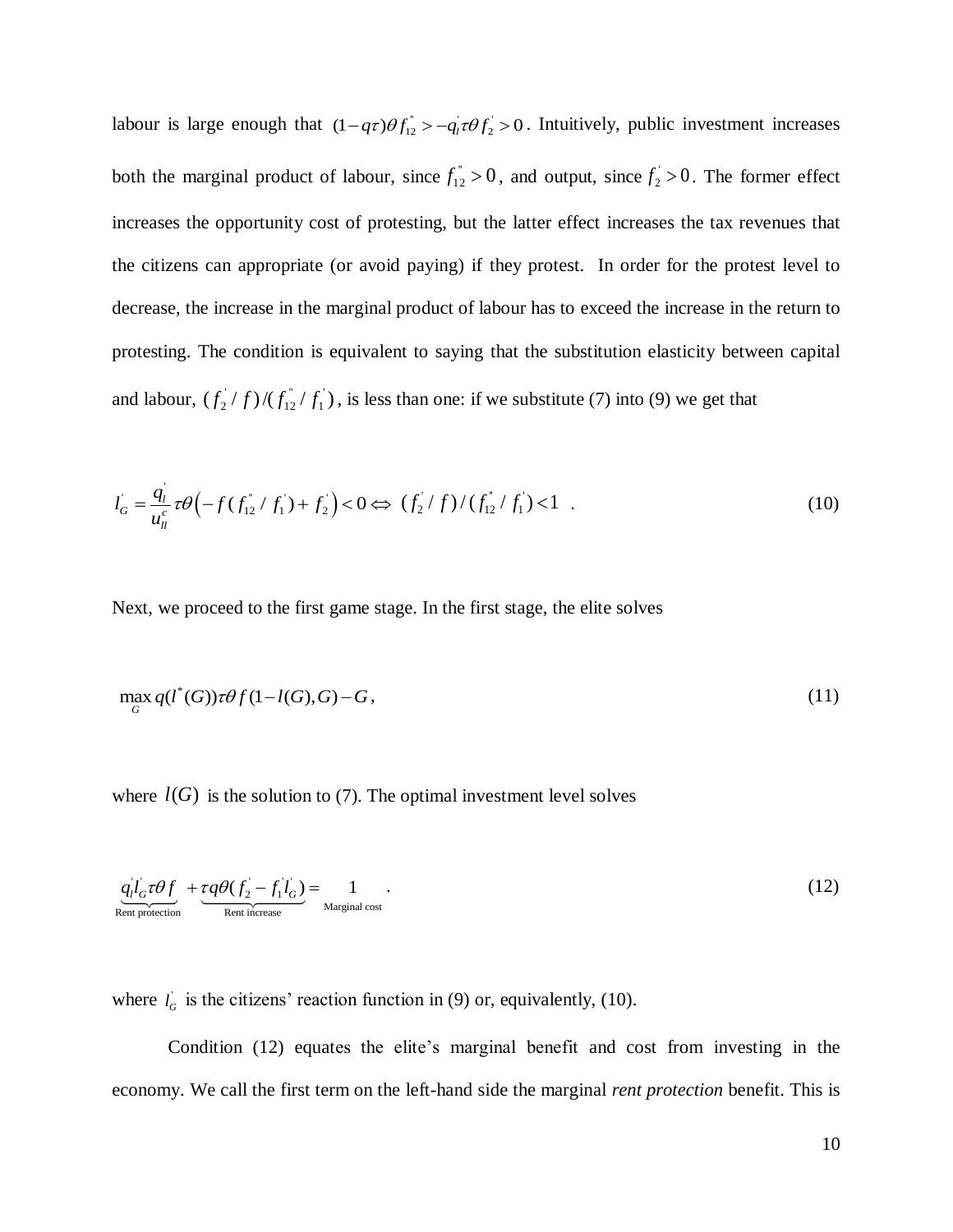labour is large enough that $(1-q\tau)\theta f_{12}^{"} > -q_l^{'}\tau\theta f_2^{'} > 0$. Intuitively, public investment increases both the marginal product of labour, since $f_{12}^{"} > 0$, and output, since $f_2^{'} > 0$. The former effect increases the opportunity cost of protesting, but the latter effect increases the tax revenues that the citizens can appropriate (or avoid paying) if they protest. In order for the protest level to decrease, the increase in the marginal product of labour has to exceed the increase in the return to protesting. The condition is equivalent to saying that the substitution elasticity between capital and labour, $(f_2^{'}/f)/(f_{12}^{"}/f_1^{'})$, is less than one: if we substitute (7) into (9) we get that

$$l_G^{'} = \frac{q_l^{'}}{u_{ll}^c}\tau\theta\left(-f(f_{12}^{"}/f_1^{'}) + f_2^{'}\right) < 0 \Leftrightarrow (f_2^{'}/f)/(f_{12}^{"}/f_1^{'}) < 1 \quad . \tag{10}$$

Next, we proceed to the first game stage. In the first stage, the elite solves

$$\max_G q(l^*(G))\tau\theta f(1-l(G),G) - G, \tag{11}$$

where $l(G)$ is the solution to (7). The optimal investment level solves

$$\underbrace{q_l^{'}l_G^{'}\tau\theta f}_{\text{Rent protection}} + \underbrace{\tau q\theta(f_2^{'} - f_1^{'}l_G^{'})}_{\text{Rent increase}} = \underbrace{1}_{\text{Marginal cost}} \quad . \tag{12}$$

where $l_G^{'}$ is the citizens' reaction function in (9) or, equivalently, (10).

Condition (12) equates the elite's marginal benefit and cost from investing in the economy. We call the first term on the left-hand side the marginal *rent protection* benefit. This is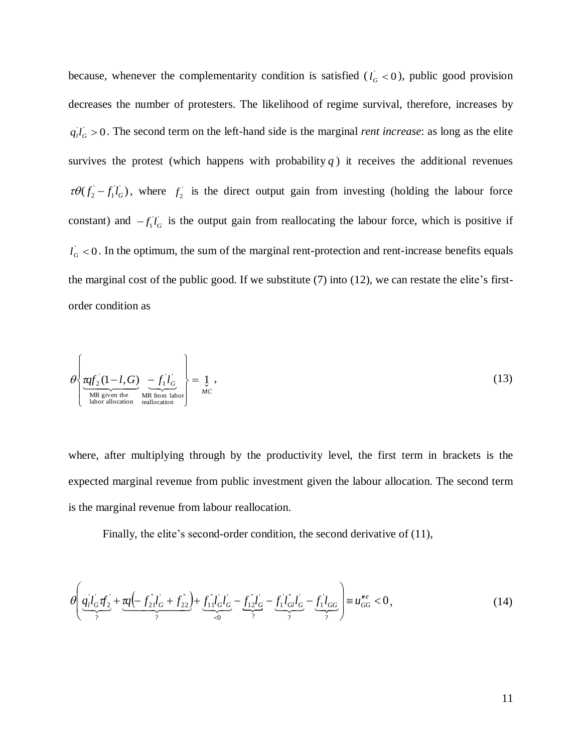because, whenever the complementarity condition is satisfied ($l_G^{'} < 0$), public good provision decreases the number of protesters. The likelihood of regime survival, therefore, increases by $q_l^{'} l_G^{'} > 0$. The second term on the left-hand side is the marginal *rent increase*: as long as the elite survives the protest (which happens with probability $q$) it receives the additional revenues $\tau\theta(f_2^{'} - f_1^{'} l_G^{'})$, where $f_2^{'}$ is the direct output gain from investing (holding the labour force constant) and $-f_1^{'} l_G^{'}$ is the output gain from reallocating the labour force, which is positive if $l_G^{'} < 0$. In the optimum, the sum of the marginal rent-protection and rent-increase benefits equals the marginal cost of the public good. If we substitute (7) into (12), we can restate the elite's first-order condition as

$$\theta \left\{ \underbrace{\tau q f_2^{'}(1-l, G)}_{\substack{\text{MR given the} \\ \text{labor allocation}}} \; \underbrace{- f_1^{'} l_G^{'}}_{\substack{\text{MR from labor} \\ \text{reallocation}}} \right\} = \underbrace{1}_{MC} , \tag{13}$$

where, after multiplying through by the productivity level, the first term in brackets is the expected marginal revenue from public investment given the labour allocation. The second term is the marginal revenue from labour reallocation.

Finally, the elite's second-order condition, the second derivative of (11),

$$\theta \left( \underbrace{q_l^{'} l_G^{'} \tau f_2^{'}}_{?} + \underbrace{\tau q \left( - f_{21}^{"} l_G^{'} + f_{22}^{"} \right)}_{?} + \underbrace{f_{11}^{"} l_G^{'} l_G^{'}}_{<0} - \underbrace{f_{12}^{"} l_G^{'}}_{?} - \underbrace{f_1^{'} l_{Gl}^{"} l_G^{'}}_{?} - \underbrace{f_1^{'} l_{GG}}_{?} \right) \equiv u_{GG}^{"e} < 0 , \tag{14}$$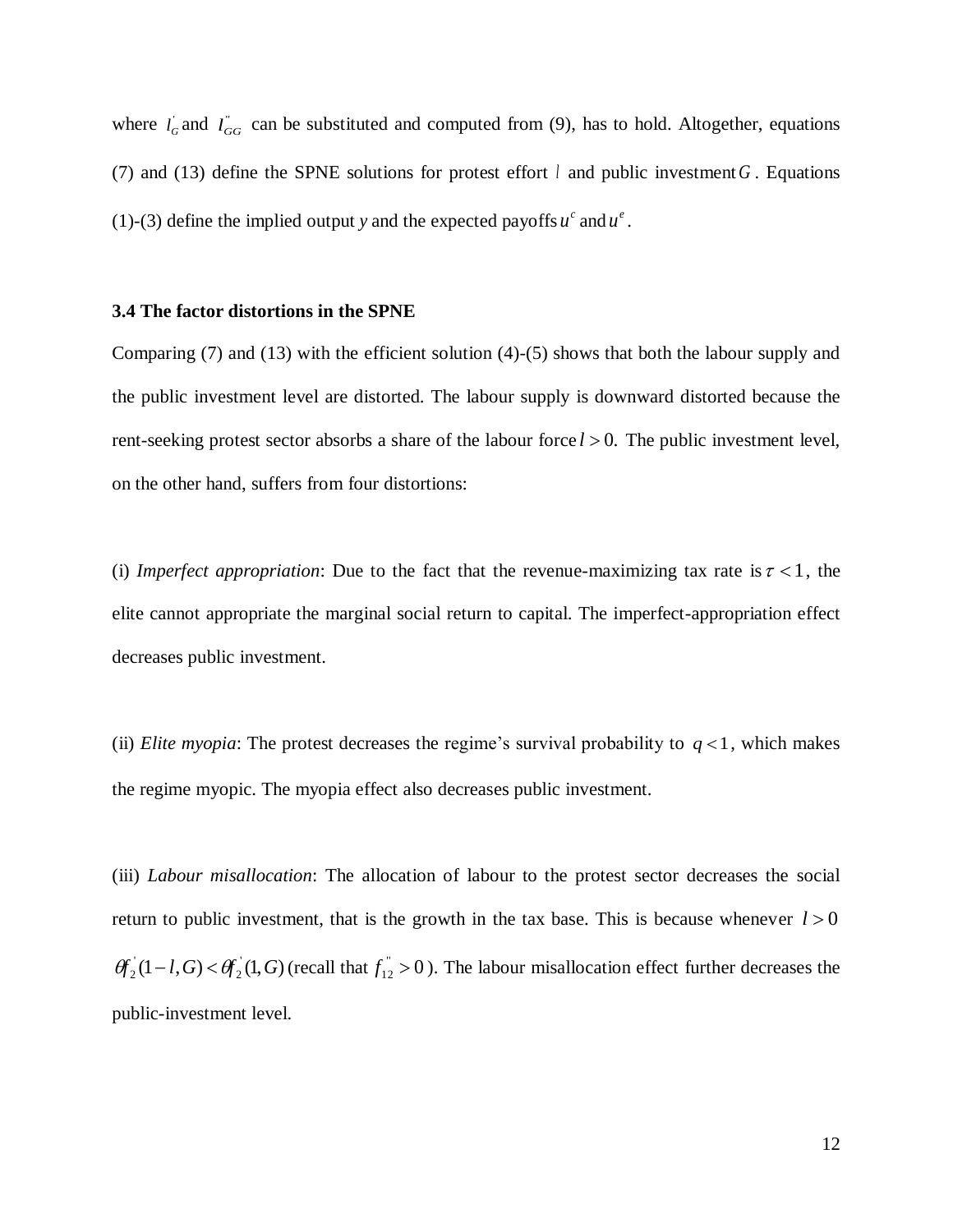where $l_G^{'}$ and $l_{GG}^{''}$ can be substituted and computed from (9), has to hold. Altogether, equations (7) and (13) define the SPNE solutions for protest effort $l$ and public investment $G$. Equations (1)-(3) define the implied output $y$ and the expected payoffs $u^c$ and $u^e$.

### 3.4 The factor distortions in the SPNE

Comparing (7) and (13) with the efficient solution (4)-(5) shows that both the labour supply and the public investment level are distorted. The labour supply is downward distorted because the rent-seeking protest sector absorbs a share of the labour force $l > 0$. The public investment level, on the other hand, suffers from four distortions:

(i) *Imperfect appropriation*: Due to the fact that the revenue-maximizing tax rate is $\tau < 1$, the elite cannot appropriate the marginal social return to capital. The imperfect-appropriation effect decreases public investment.

(ii) *Elite myopia*: The protest decreases the regime's survival probability to $q < 1$, which makes the regime myopic. The myopia effect also decreases public investment.

(iii) *Labour misallocation*: The allocation of labour to the protest sector decreases the social return to public investment, that is the growth in the tax base. This is because whenever $l > 0$ $\theta f_2^{'}(1-l, G) < \theta f_2^{'}(1, G)$ (recall that $f_{12}^{''} > 0$). The labour misallocation effect further decreases the public-investment level.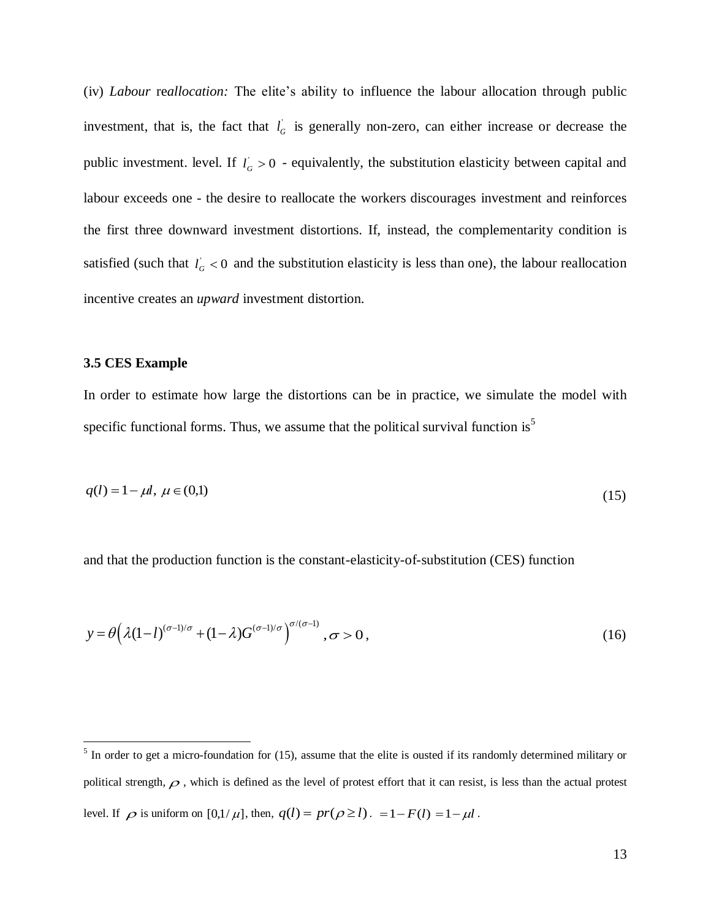(iv) *Labour reallocation:* The elite's ability to influence the labour allocation through public investment, that is, the fact that $l_G^{'}$ is generally non-zero, can either increase or decrease the public investment. level. If $l_G^{'} > 0$ - equivalently, the substitution elasticity between capital and labour exceeds one - the desire to reallocate the workers discourages investment and reinforces the first three downward investment distortions. If, instead, the complementarity condition is satisfied (such that $l_G^{'} < 0$ and the substitution elasticity is less than one), the labour reallocation incentive creates an *upward* investment distortion.

### 3.5 CES Example

In order to estimate how large the distortions can be in practice, we simulate the model with specific functional forms. Thus, we assume that the political survival function is[5]

$$q(l) = 1 - \mu l, \; \mu \in (0,1) \tag{15}$$

and that the production function is the constant-elasticity-of-substitution (CES) function

$$y = \theta\left(\lambda(1-l)^{(\sigma-1)/\sigma} + (1-\lambda)G^{(\sigma-1)/\sigma}\right)^{\sigma/(\sigma-1)}, \sigma > 0, \tag{16}$$

[5] In order to get a micro-foundation for (15), assume that the elite is ousted if its randomly determined military or political strength, $\rho$, which is defined as the level of protest effort that it can resist, is less than the actual protest level. If $\rho$ is uniform on $[0,1/\mu]$, then, $q(l) = pr(\rho \geq l)$. $= 1 - F(l) = 1 - \mu l$.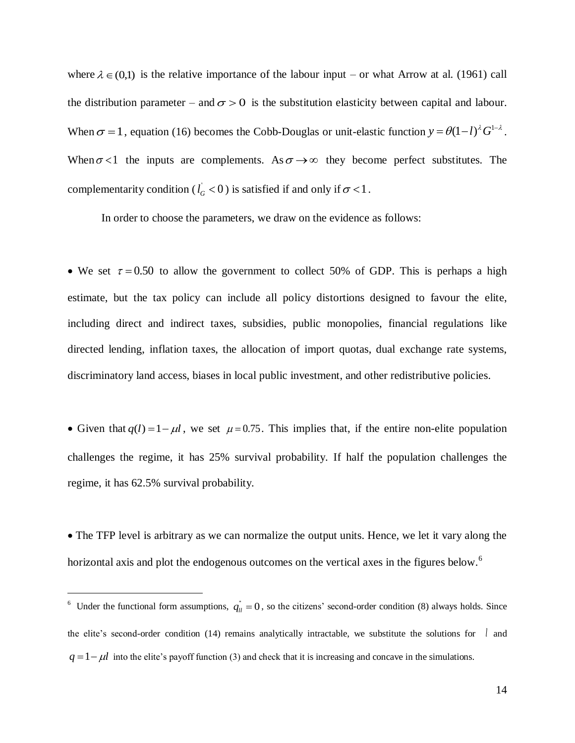where $\lambda \in (0,1)$ is the relative importance of the labour input – or what Arrow at al. (1961) call the distribution parameter – and $\sigma > 0$ is the substitution elasticity between capital and labour. When $\sigma = 1$, equation (16) becomes the Cobb-Douglas or unit-elastic function $y = \theta(1-l)^{\lambda} G^{1-\lambda}$. When $\sigma < 1$ the inputs are complements. As $\sigma \to \infty$ they become perfect substitutes. The complementarity condition ($l_G^{'} < 0$) is satisfied if and only if $\sigma < 1$.

In order to choose the parameters, we draw on the evidence as follows:

- We set $\tau = 0.50$ to allow the government to collect 50% of GDP. This is perhaps a high estimate, but the tax policy can include all policy distortions designed to favour the elite, including direct and indirect taxes, subsidies, public monopolies, financial regulations like directed lending, inflation taxes, the allocation of import quotas, dual exchange rate systems, discriminatory land access, biases in local public investment, and other redistributive policies.

- Given that $q(l) = 1 - \mu l$, we set $\mu = 0.75$. This implies that, if the entire non-elite population challenges the regime, it has 25% survival probability. If half the population challenges the regime, it has 62.5% survival probability.

- The TFP level is arbitrary as we can normalize the output units. Hence, we let it vary along the horizontal axis and plot the endogenous outcomes on the vertical axes in the figures below.[6]

---

[6] Under the functional form assumptions, $q_{ll}^{''} = 0$, so the citizens' second-order condition (8) always holds. Since the elite's second-order condition (14) remains analytically intractable, we substitute the solutions for $l$ and $q = 1 - \mu l$ into the elite's payoff function (3) and check that it is increasing and concave in the simulations.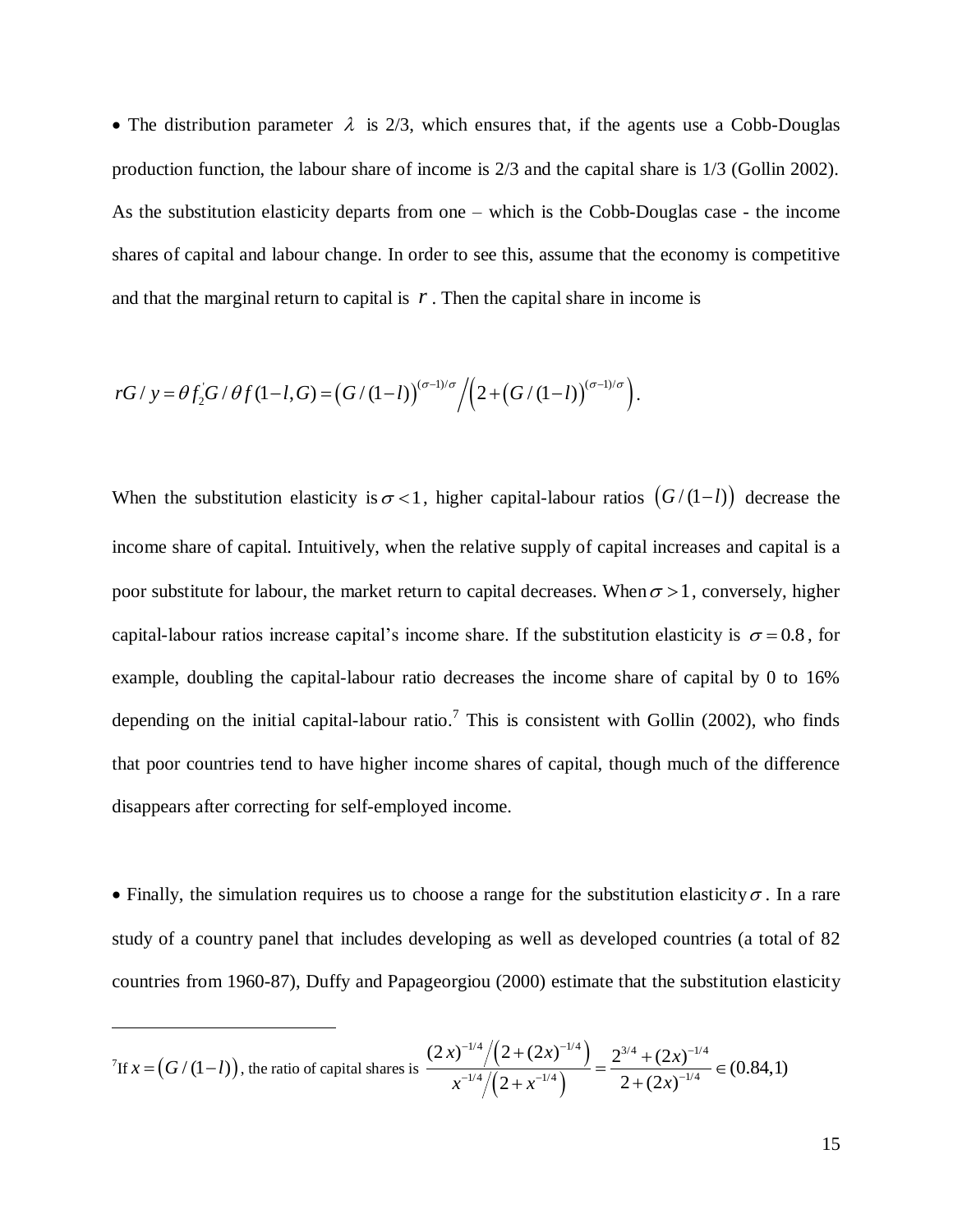• The distribution parameter $\lambda$ is 2/3, which ensures that, if the agents use a Cobb-Douglas production function, the labour share of income is 2/3 and the capital share is 1/3 (Gollin 2002). As the substitution elasticity departs from one – which is the Cobb-Douglas case - the income shares of capital and labour change. In order to see this, assume that the economy is competitive and that the marginal return to capital is $r$. Then the capital share in income is

$$rG/y = \theta f_2^{'} G / \theta f(1-l,G) = \left(G/(1-l)\right)^{(\sigma-1)/\sigma} \Big/ \left(2 + \left(G/(1-l)\right)^{(\sigma-1)/\sigma}\right).$$

When the substitution elasticity is $\sigma < 1$, higher capital-labour ratios $\left(G/(1-l)\right)$ decrease the income share of capital. Intuitively, when the relative supply of capital increases and capital is a poor substitute for labour, the market return to capital decreases. When $\sigma > 1$, conversely, higher capital-labour ratios increase capital's income share. If the substitution elasticity is $\sigma = 0.8$, for example, doubling the capital-labour ratio decreases the income share of capital by 0 to 16% depending on the initial capital-labour ratio.[7] This is consistent with Gollin (2002), who finds that poor countries tend to have higher income shares of capital, though much of the difference disappears after correcting for self-employed income.

• Finally, the simulation requires us to choose a range for the substitution elasticity $\sigma$. In a rare study of a country panel that includes developing as well as developed countries (a total of 82 countries from 1960-87), Duffy and Papageorgiou (2000) estimate that the substitution elasticity

---

[7] If $x = \left(G/(1-l)\right)$, the ratio of capital shares is $\dfrac{(2x)^{-1/4} \Big/ \left(2+(2x)^{-1/4}\right)}{x^{-1/4} \Big/ \left(2+x^{-1/4}\right)} = \dfrac{2^{3/4} + (2x)^{-1/4}}{2+(2x)^{-1/4}} \in (0.84, 1)$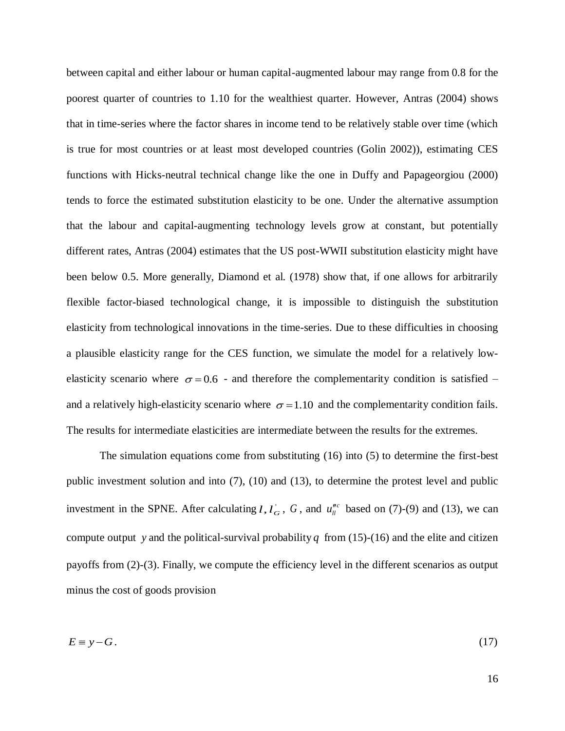between capital and either labour or human capital-augmented labour may range from 0.8 for the poorest quarter of countries to 1.10 for the wealthiest quarter. However, Antras (2004) shows that in time-series where the factor shares in income tend to be relatively stable over time (which is true for most countries or at least most developed countries (Golin 2002)), estimating CES functions with Hicks-neutral technical change like the one in Duffy and Papageorgiou (2000) tends to force the estimated substitution elasticity to be one. Under the alternative assumption that the labour and capital-augmenting technology levels grow at constant, but potentially different rates, Antras (2004) estimates that the US post-WWII substitution elasticity might have been below 0.5. More generally, Diamond et al. (1978) show that, if one allows for arbitrarily flexible factor-biased technological change, it is impossible to distinguish the substitution elasticity from technological innovations in the time-series. Due to these difficulties in choosing a plausible elasticity range for the CES function, we simulate the model for a relatively low-elasticity scenario where $\sigma = 0.6$ - and therefore the complementarity condition is satisfied – and a relatively high-elasticity scenario where $\sigma = 1.10$ and the complementarity condition fails. The results for intermediate elasticities are intermediate between the results for the extremes.

The simulation equations come from substituting (16) into (5) to determine the first-best public investment solution and into (7), (10) and (13), to determine the protest level and public investment in the SPNE. After calculating $l$, $l_G^{'}$, $G$, and $u_{ll}^{\prime\prime c}$ based on (7)-(9) and (13), we can compute output $y$ and the political-survival probability $q$ from (15)-(16) and the elite and citizen payoffs from (2)-(3). Finally, we compute the efficiency level in the different scenarios as output minus the cost of goods provision

$$E \equiv y - G. \tag{17}$$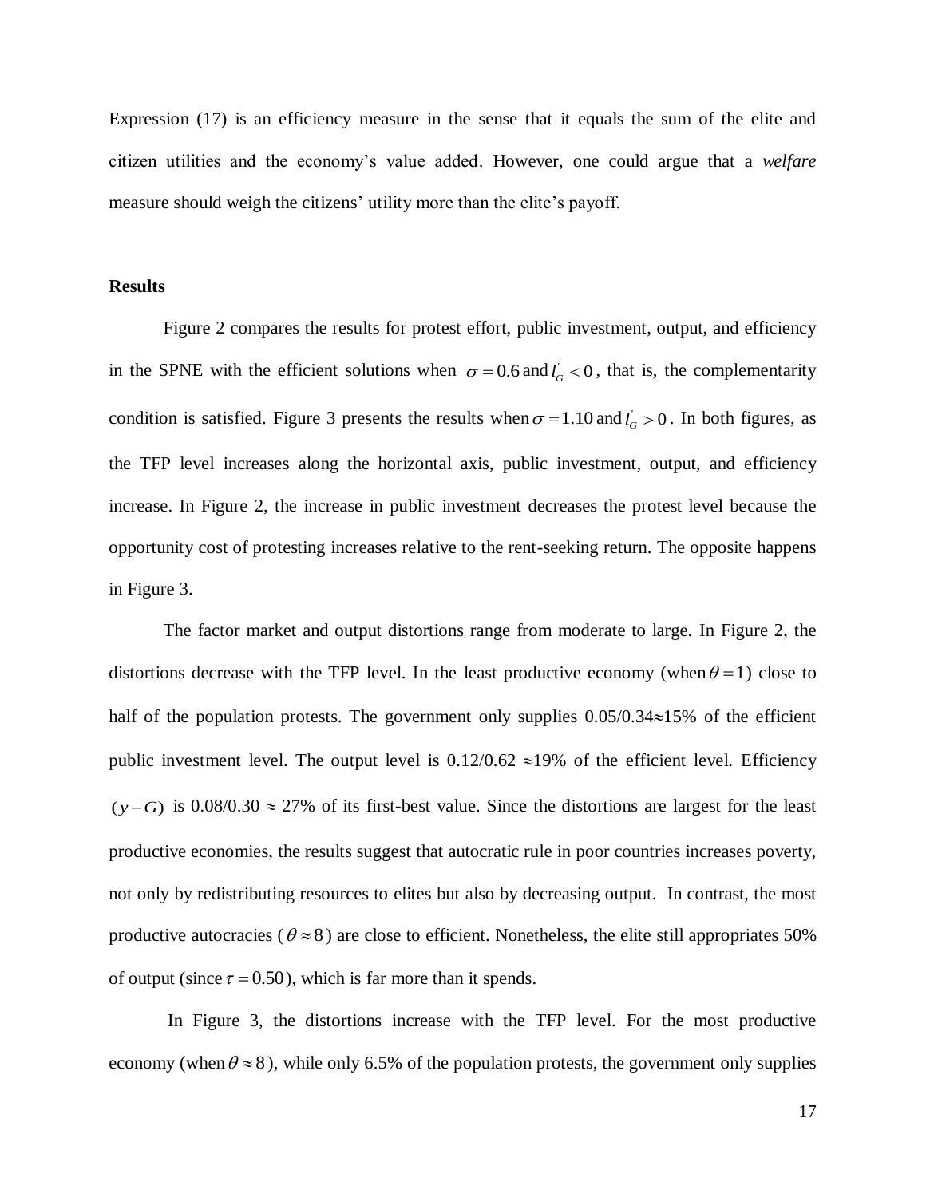Expression (17) is an efficiency measure in the sense that it equals the sum of the elite and citizen utilities and the economy's value added. However, one could argue that a *welfare* measure should weigh the citizens' utility more than the elite's payoff.

**Results**

Figure 2 compares the results for protest effort, public investment, output, and efficiency in the SPNE with the efficient solutions when $\sigma = 0.6$ and $l_G^{'} < 0$, that is, the complementarity condition is satisfied. Figure 3 presents the results when $\sigma = 1.10$ and $l_G^{'} > 0$. In both figures, as the TFP level increases along the horizontal axis, public investment, output, and efficiency increase. In Figure 2, the increase in public investment decreases the protest level because the opportunity cost of protesting increases relative to the rent-seeking return. The opposite happens in Figure 3.

The factor market and output distortions range from moderate to large. In Figure 2, the distortions decrease with the TFP level. In the least productive economy (when $\theta = 1$) close to half of the population protests. The government only supplies 0.05/0.34≈15% of the efficient public investment level. The output level is 0.12/0.62 ≈19% of the efficient level. Efficiency $(y - G)$ is 0.08/0.30 ≈ 27% of its first-best value. Since the distortions are largest for the least productive economies, the results suggest that autocratic rule in poor countries increases poverty, not only by redistributing resources to elites but also by decreasing output. In contrast, the most productive autocracies ($\theta \approx 8$) are close to efficient. Nonetheless, the elite still appropriates 50% of output (since $\tau = 0.50$), which is far more than it spends.

In Figure 3, the distortions increase with the TFP level. For the most productive economy (when $\theta \approx 8$), while only 6.5% of the population protests, the government only supplies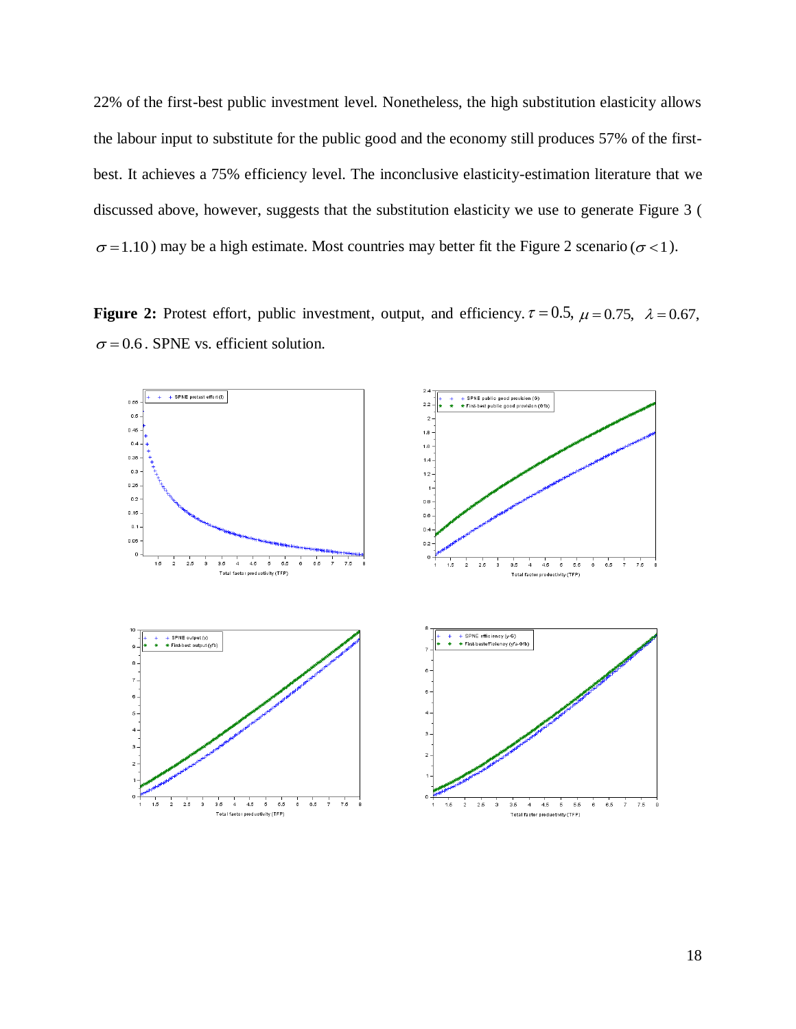22% of the first-best public investment level. Nonetheless, the high substitution elasticity allows the labour input to substitute for the public good and the economy still produces 57% of the first-best. It achieves a 75% efficiency level. The inconclusive elasticity-estimation literature that we discussed above, however, suggests that the substitution elasticity we use to generate Figure 3 ( $\sigma = 1.10$ ) may be a high estimate. Most countries may better fit the Figure 2 scenario ($\sigma < 1$).

**Figure 2:** Protest effort, public investment, output, and efficiency. $\tau = 0.5$, $\mu = 0.75$, $\lambda = 0.67$, $\sigma = 0.6$. SPNE vs. efficient solution.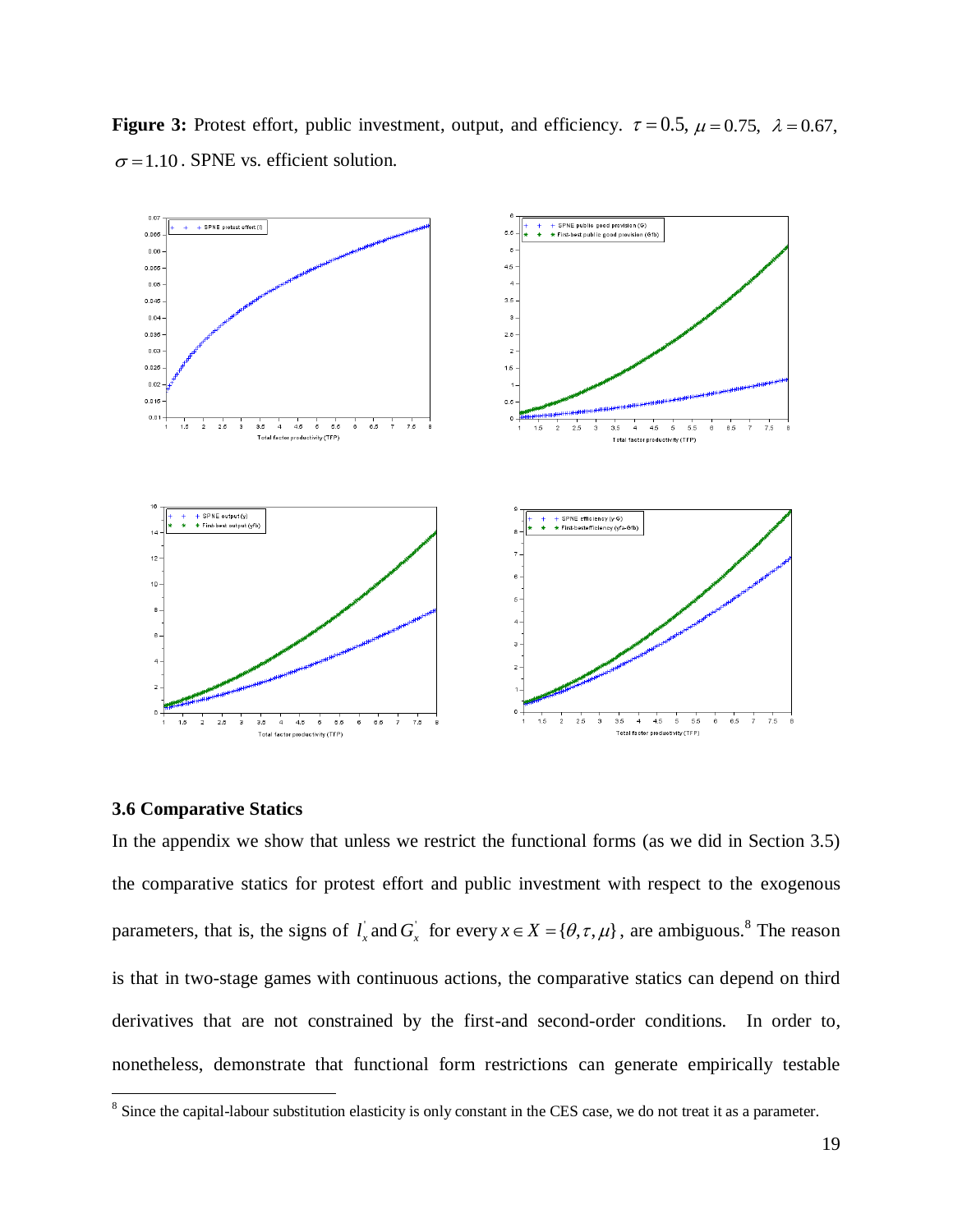**Figure 3:** Protest effort, public investment, output, and efficiency. $\tau = 0.5$, $\mu = 0.75$, $\lambda = 0.67$, $\sigma = 1.10$. SPNE vs. efficient solution.

### 3.6 Comparative Statics

In the appendix we show that unless we restrict the functional forms (as we did in Section 3.5) the comparative statics for protest effort and public investment with respect to the exogenous parameters, that is, the signs of $l_x^{'}$ and $G_x^{'}$ for every $x \in X = \{\theta, \tau, \mu\}$, are ambiguous.[8] The reason is that in two-stage games with continuous actions, the comparative statics can depend on third derivatives that are not constrained by the first-and second-order conditions. In order to, nonetheless, demonstrate that functional form restrictions can generate empirically testable

[8] Since the capital-labour substitution elasticity is only constant in the CES case, we do not treat it as a parameter.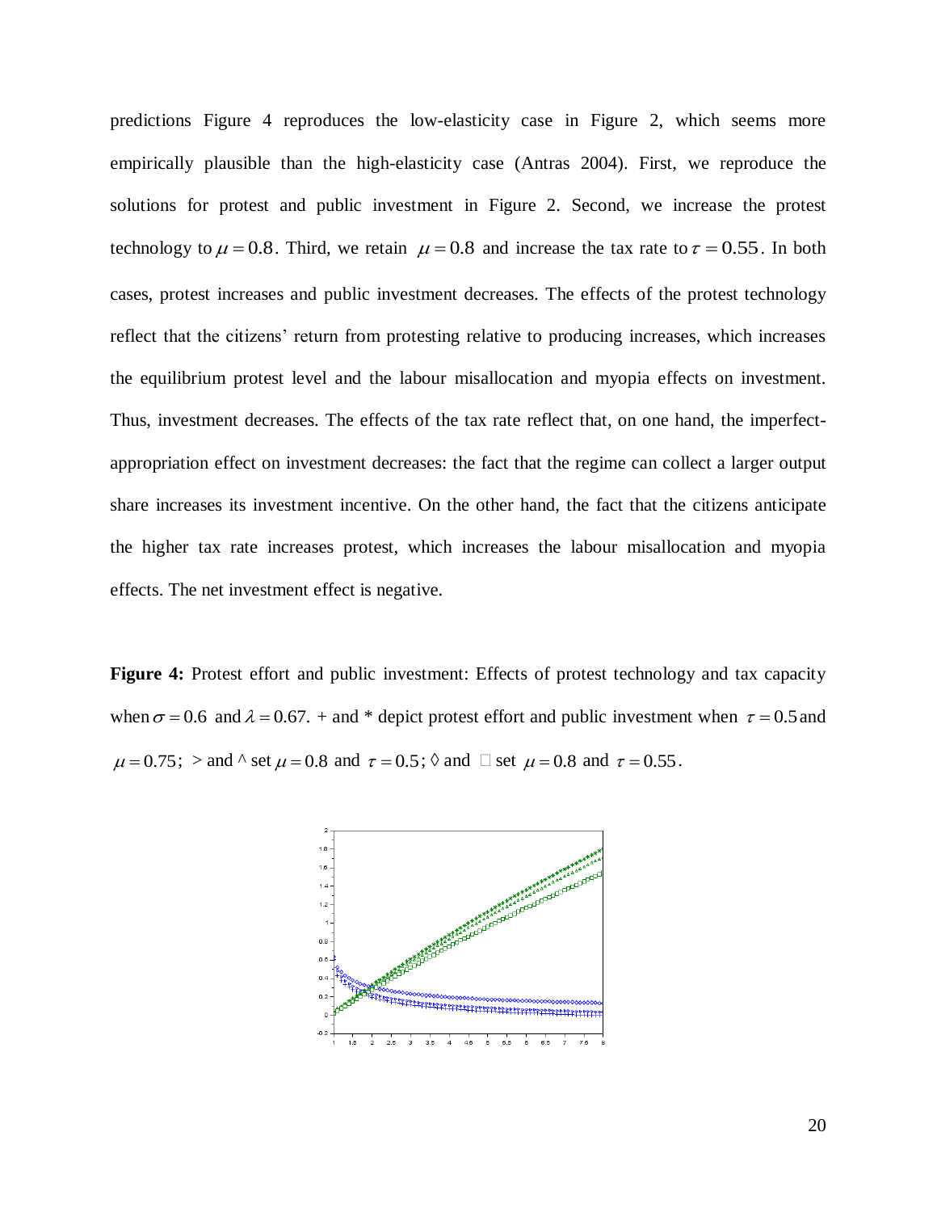predictions Figure 4 reproduces the low-elasticity case in Figure 2, which seems more empirically plausible than the high-elasticity case (Antras 2004). First, we reproduce the solutions for protest and public investment in Figure 2. Second, we increase the protest technology to $\mu = 0.8$. Third, we retain $\mu = 0.8$ and increase the tax rate to $\tau = 0.55$. In both cases, protest increases and public investment decreases. The effects of the protest technology reflect that the citizens' return from protesting relative to producing increases, which increases the equilibrium protest level and the labour misallocation and myopia effects on investment. Thus, investment decreases. The effects of the tax rate reflect that, on one hand, the imperfect-appropriation effect on investment decreases: the fact that the regime can collect a larger output share increases its investment incentive. On the other hand, the fact that the citizens anticipate the higher tax rate increases protest, which increases the labour misallocation and myopia effects. The net investment effect is negative.

**Figure 4:** Protest effort and public investment: Effects of protest technology and tax capacity when $\sigma = 0.6$ and $\lambda = 0.67$. + and * depict protest effort and public investment when $\tau = 0.5$ and $\mu = 0.75$; > and ^ set $\mu = 0.8$ and $\tau = 0.5$; ◊ and □ set $\mu = 0.8$ and $\tau = 0.55$.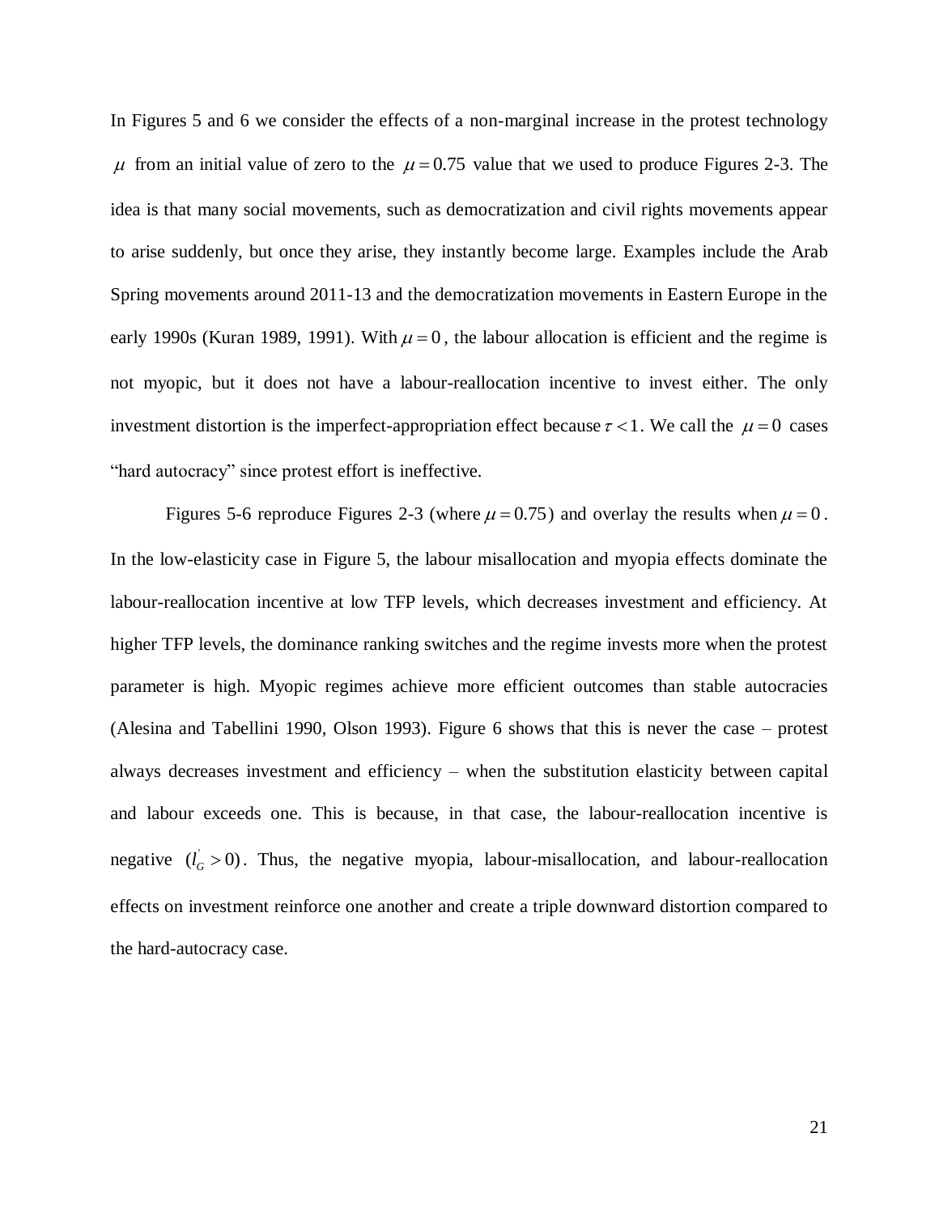In Figures 5 and 6 we consider the effects of a non-marginal increase in the protest technology $\mu$ from an initial value of zero to the $\mu = 0.75$ value that we used to produce Figures 2-3. The idea is that many social movements, such as democratization and civil rights movements appear to arise suddenly, but once they arise, they instantly become large. Examples include the Arab Spring movements around 2011-13 and the democratization movements in Eastern Europe in the early 1990s (Kuran 1989, 1991). With $\mu = 0$, the labour allocation is efficient and the regime is not myopic, but it does not have a labour-reallocation incentive to invest either. The only investment distortion is the imperfect-appropriation effect because $\tau < 1$. We call the $\mu = 0$ cases "hard autocracy" since protest effort is ineffective.

Figures 5-6 reproduce Figures 2-3 (where $\mu = 0.75$) and overlay the results when $\mu = 0$. In the low-elasticity case in Figure 5, the labour misallocation and myopia effects dominate the labour-reallocation incentive at low TFP levels, which decreases investment and efficiency. At higher TFP levels, the dominance ranking switches and the regime invests more when the protest parameter is high. Myopic regimes achieve more efficient outcomes than stable autocracies (Alesina and Tabellini 1990, Olson 1993). Figure 6 shows that this is never the case – protest always decreases investment and efficiency – when the substitution elasticity between capital and labour exceeds one. This is because, in that case, the labour-reallocation incentive is negative $(l_G^{'} > 0)$. Thus, the negative myopia, labour-misallocation, and labour-reallocation effects on investment reinforce one another and create a triple downward distortion compared to the hard-autocracy case.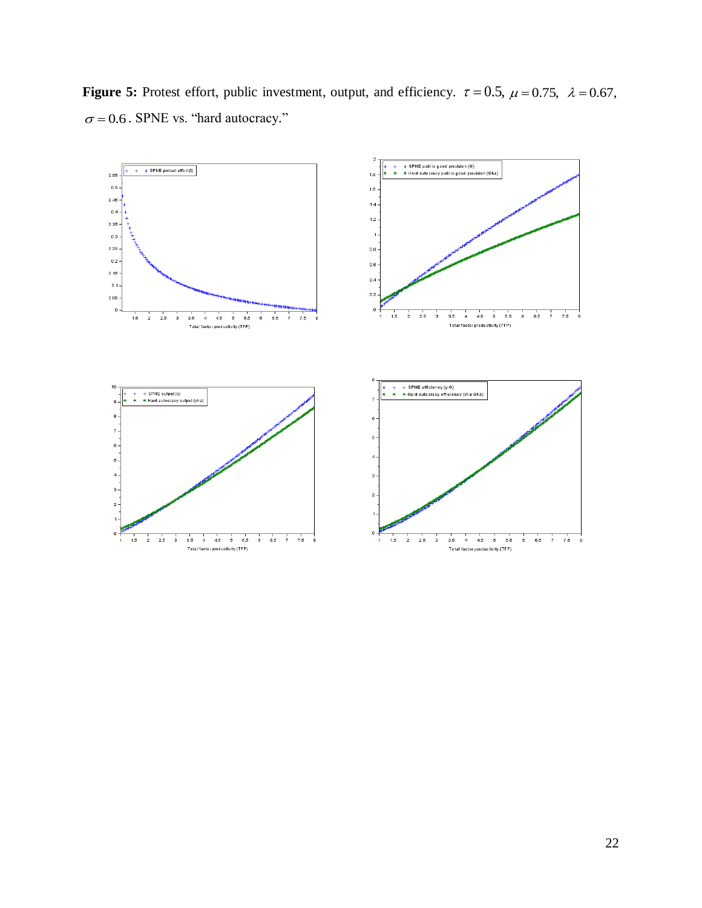**Figure 5:** Protest effort, public investment, output, and efficiency. $\tau = 0.5$, $\mu = 0.75$, $\lambda = 0.67$, $\sigma = 0.6$. SPNE vs. "hard autocracy."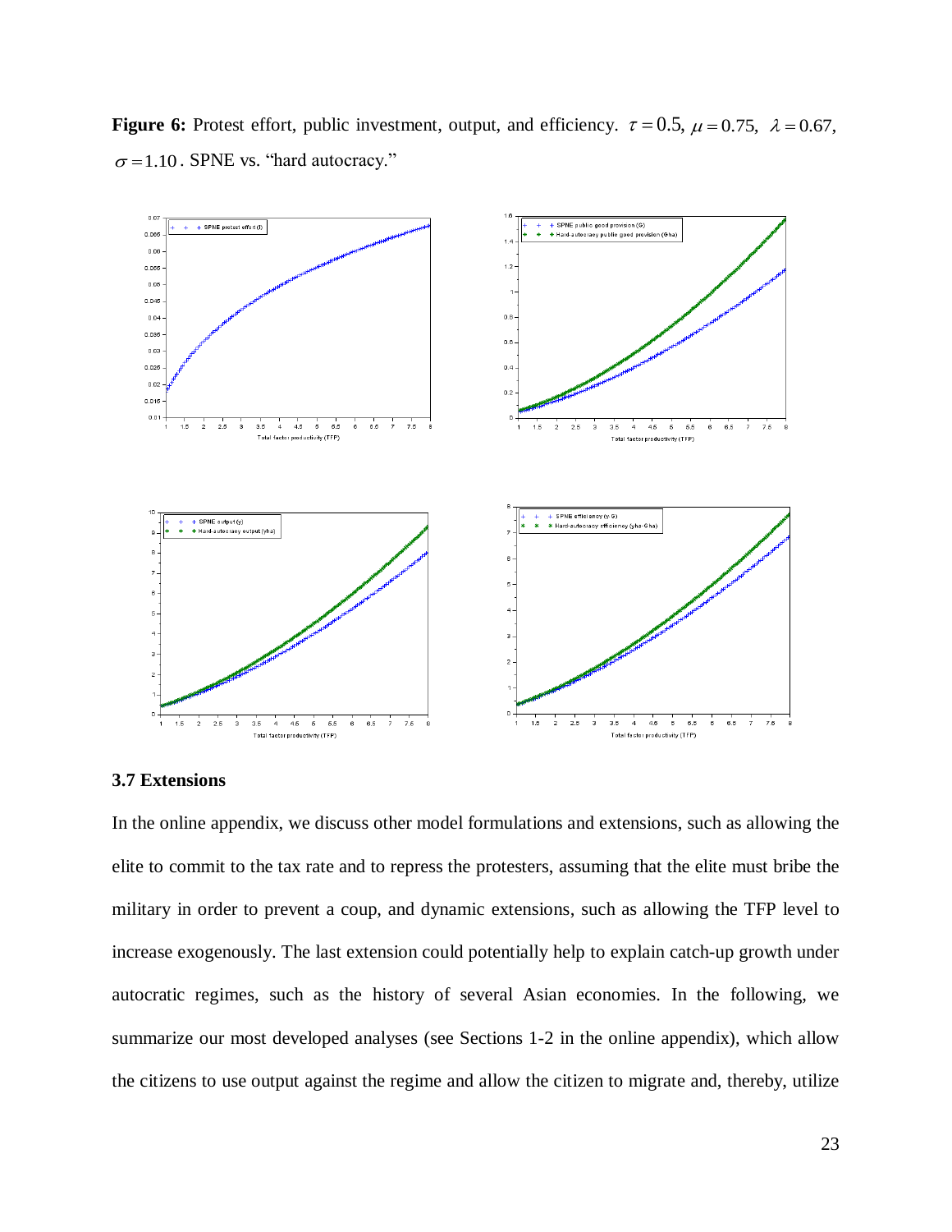**Figure 6:** Protest effort, public investment, output, and efficiency. $\tau = 0.5$, $\mu = 0.75$, $\lambda = 0.67$, $\sigma = 1.10$. SPNE vs. "hard autocracy."

### 3.7 Extensions

In the online appendix, we discuss other model formulations and extensions, such as allowing the elite to commit to the tax rate and to repress the protesters, assuming that the elite must bribe the military in order to prevent a coup, and dynamic extensions, such as allowing the TFP level to increase exogenously. The last extension could potentially help to explain catch-up growth under autocratic regimes, such as the history of several Asian economies. In the following, we summarize our most developed analyses (see Sections 1-2 in the online appendix), which allow the citizens to use output against the regime and allow the citizen to migrate and, thereby, utilize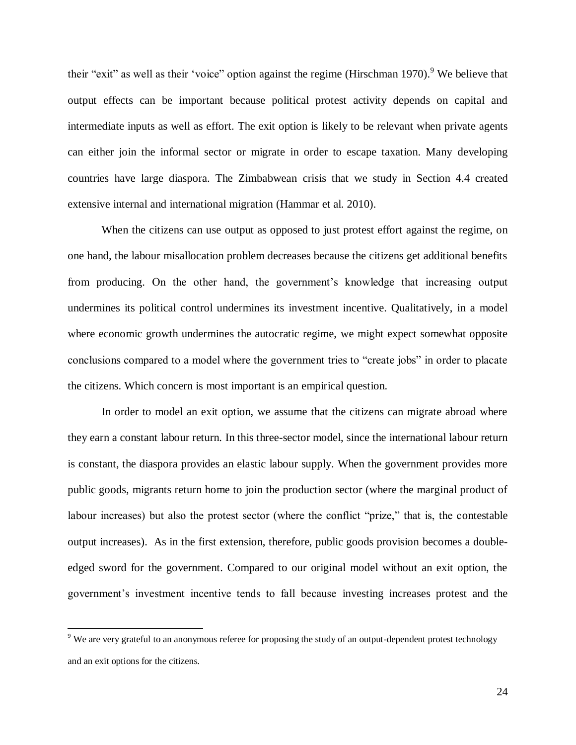their "exit" as well as their 'voice" option against the regime (Hirschman 1970).[9] We believe that output effects can be important because political protest activity depends on capital and intermediate inputs as well as effort. The exit option is likely to be relevant when private agents can either join the informal sector or migrate in order to escape taxation. Many developing countries have large diaspora. The Zimbabwean crisis that we study in Section 4.4 created extensive internal and international migration (Hammar et al. 2010).

When the citizens can use output as opposed to just protest effort against the regime, on one hand, the labour misallocation problem decreases because the citizens get additional benefits from producing. On the other hand, the government's knowledge that increasing output undermines its political control undermines its investment incentive. Qualitatively, in a model where economic growth undermines the autocratic regime, we might expect somewhat opposite conclusions compared to a model where the government tries to "create jobs" in order to placate the citizens. Which concern is most important is an empirical question.

In order to model an exit option, we assume that the citizens can migrate abroad where they earn a constant labour return. In this three-sector model, since the international labour return is constant, the diaspora provides an elastic labour supply. When the government provides more public goods, migrants return home to join the production sector (where the marginal product of labour increases) but also the protest sector (where the conflict "prize," that is, the contestable output increases). As in the first extension, therefore, public goods provision becomes a double-edged sword for the government. Compared to our original model without an exit option, the government's investment incentive tends to fall because investing increases protest and the

[9] We are very grateful to an anonymous referee for proposing the study of an output-dependent protest technology and an exit options for the citizens.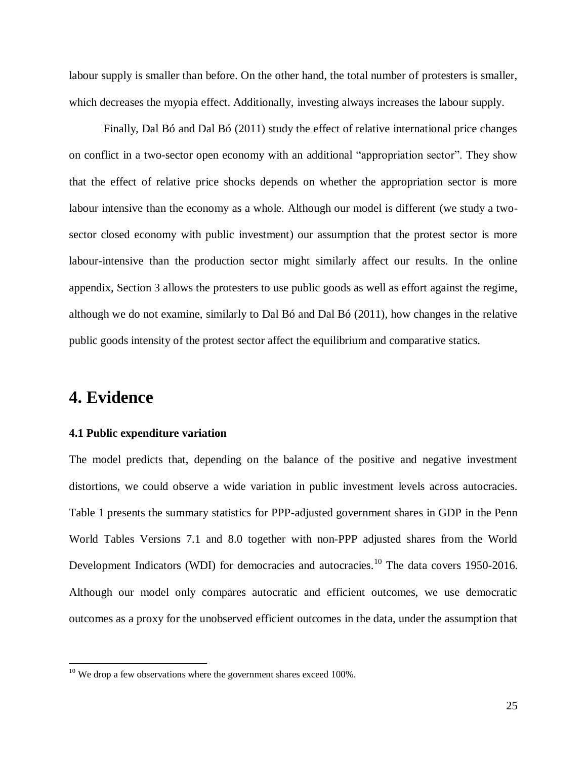labour supply is smaller than before. On the other hand, the total number of protesters is smaller, which decreases the myopia effect. Additionally, investing always increases the labour supply.

Finally, Dal Bó and Dal Bó (2011) study the effect of relative international price changes on conflict in a two-sector open economy with an additional "appropriation sector". They show that the effect of relative price shocks depends on whether the appropriation sector is more labour intensive than the economy as a whole. Although our model is different (we study a two-sector closed economy with public investment) our assumption that the protest sector is more labour-intensive than the production sector might similarly affect our results. In the online appendix, Section 3 allows the protesters to use public goods as well as effort against the regime, although we do not examine, similarly to Dal Bó and Dal Bó (2011), how changes in the relative public goods intensity of the protest sector affect the equilibrium and comparative statics.

# 4. Evidence

### 4.1 Public expenditure variation

The model predicts that, depending on the balance of the positive and negative investment distortions, we could observe a wide variation in public investment levels across autocracies. Table 1 presents the summary statistics for PPP-adjusted government shares in GDP in the Penn World Tables Versions 7.1 and 8.0 together with non-PPP adjusted shares from the World Development Indicators (WDI) for democracies and autocracies.[10] The data covers 1950-2016. Although our model only compares autocratic and efficient outcomes, we use democratic outcomes as a proxy for the unobserved efficient outcomes in the data, under the assumption that

[10] We drop a few observations where the government shares exceed 100%.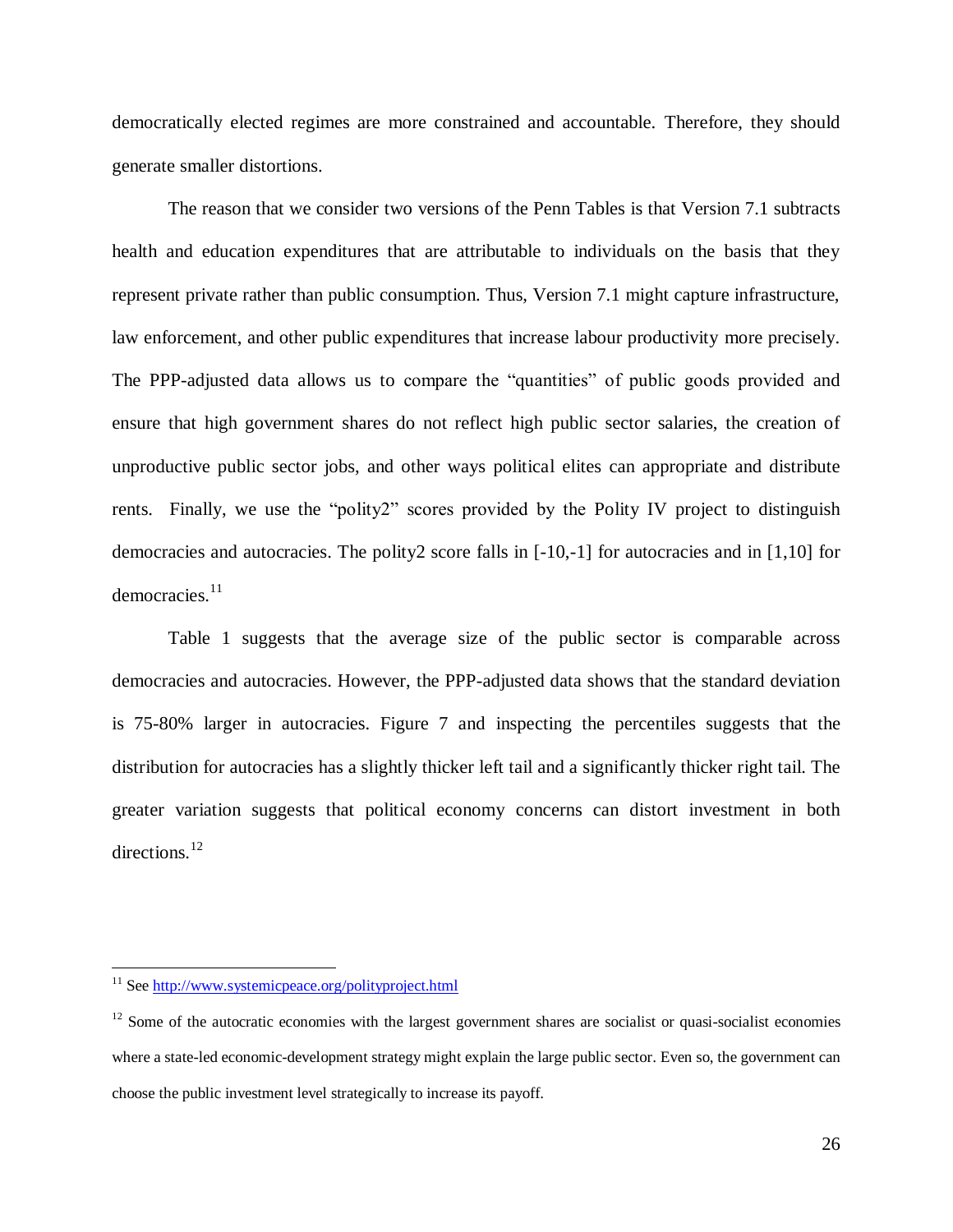democratically elected regimes are more constrained and accountable. Therefore, they should generate smaller distortions.

The reason that we consider two versions of the Penn Tables is that Version 7.1 subtracts health and education expenditures that are attributable to individuals on the basis that they represent private rather than public consumption. Thus, Version 7.1 might capture infrastructure, law enforcement, and other public expenditures that increase labour productivity more precisely. The PPP-adjusted data allows us to compare the "quantities" of public goods provided and ensure that high government shares do not reflect high public sector salaries, the creation of unproductive public sector jobs, and other ways political elites can appropriate and distribute rents. Finally, we use the "polity2" scores provided by the Polity IV project to distinguish democracies and autocracies. The polity2 score falls in [-10,-1] for autocracies and in [1,10] for democracies.[11]

Table 1 suggests that the average size of the public sector is comparable across democracies and autocracies. However, the PPP-adjusted data shows that the standard deviation is 75-80% larger in autocracies. Figure 7 and inspecting the percentiles suggests that the distribution for autocracies has a slightly thicker left tail and a significantly thicker right tail. The greater variation suggests that political economy concerns can distort investment in both directions.[12]

---

[11] See http://www.systemicpeace.org/polityproject.html

[12] Some of the autocratic economies with the largest government shares are socialist or quasi-socialist economies where a state-led economic-development strategy might explain the large public sector. Even so, the government can choose the public investment level strategically to increase its payoff.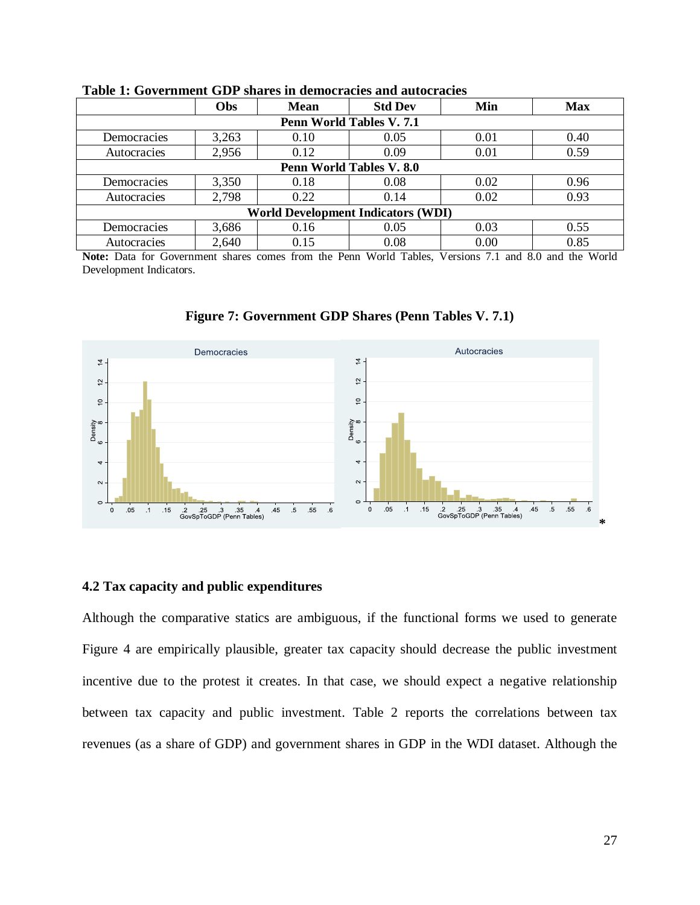**Table 1: Government GDP shares in democracies and autocracies**

| | Obs | Mean | Std Dev | Min | Max |
|---|---|---|---|---|---|
| **Penn World Tables V. 7.1** | | | | | |
| Democracies | 3,263 | 0.10 | 0.05 | 0.01 | 0.40 |
| Autocracies | 2,956 | 0.12 | 0.09 | 0.01 | 0.59 |
| **Penn World Tables V. 8.0** | | | | | |
| Democracies | 3,350 | 0.18 | 0.08 | 0.02 | 0.96 |
| Autocracies | 2,798 | 0.22 | 0.14 | 0.02 | 0.93 |
| **World Development Indicators (WDI)** | | | | | |
| Democracies | 3,686 | 0.16 | 0.05 | 0.03 | 0.55 |
| Autocracies | 2,640 | 0.15 | 0.08 | 0.00 | 0.85 |

**Note:** Data for Government shares comes from the Penn World Tables, Versions 7.1 and 8.0 and the World Development Indicators.

**Figure 7: Government GDP Shares (Penn Tables V. 7.1)**

### 4.2 Tax capacity and public expenditures

Although the comparative statics are ambiguous, if the functional forms we used to generate Figure 4 are empirically plausible, greater tax capacity should decrease the public investment incentive due to the protest it creates. In that case, we should expect a negative relationship between tax capacity and public investment. Table 2 reports the correlations between tax revenues (as a share of GDP) and government shares in GDP in the WDI dataset. Although the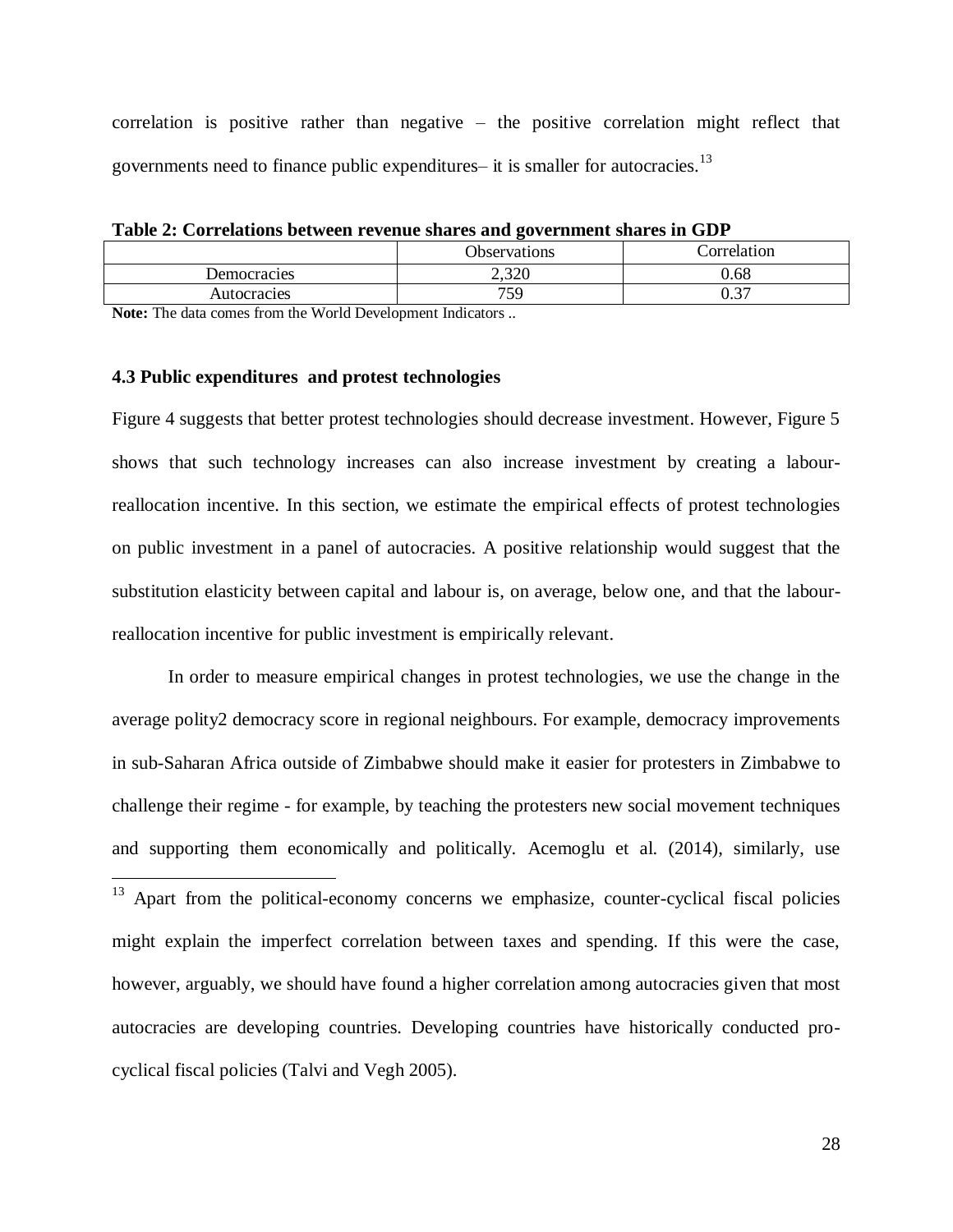correlation is positive rather than negative – the positive correlation might reflect that governments need to finance public expenditures– it is smaller for autocracies.[13]

**Table 2: Correlations between revenue shares and government shares in GDP**

| | Observations | Correlation |
|---|---|---|
| Democracies | 2,320 | 0.68 |
| Autocracies | 759 | 0.37 |

**Note:** The data comes from the World Development Indicators ..

### 4.3 Public expenditures and protest technologies

Figure 4 suggests that better protest technologies should decrease investment. However, Figure 5 shows that such technology increases can also increase investment by creating a labour-reallocation incentive. In this section, we estimate the empirical effects of protest technologies on public investment in a panel of autocracies. A positive relationship would suggest that the substitution elasticity between capital and labour is, on average, below one, and that the labour-reallocation incentive for public investment is empirically relevant.

In order to measure empirical changes in protest technologies, we use the change in the average polity2 democracy score in regional neighbours. For example, democracy improvements in sub-Saharan Africa outside of Zimbabwe should make it easier for protesters in Zimbabwe to challenge their regime - for example, by teaching the protesters new social movement techniques and supporting them economically and politically. Acemoglu et al. (2014), similarly, use

[13] Apart from the political-economy concerns we emphasize, counter-cyclical fiscal policies might explain the imperfect correlation between taxes and spending. If this were the case, however, arguably, we should have found a higher correlation among autocracies given that most autocracies are developing countries. Developing countries have historically conducted pro-cyclical fiscal policies (Talvi and Vegh 2005).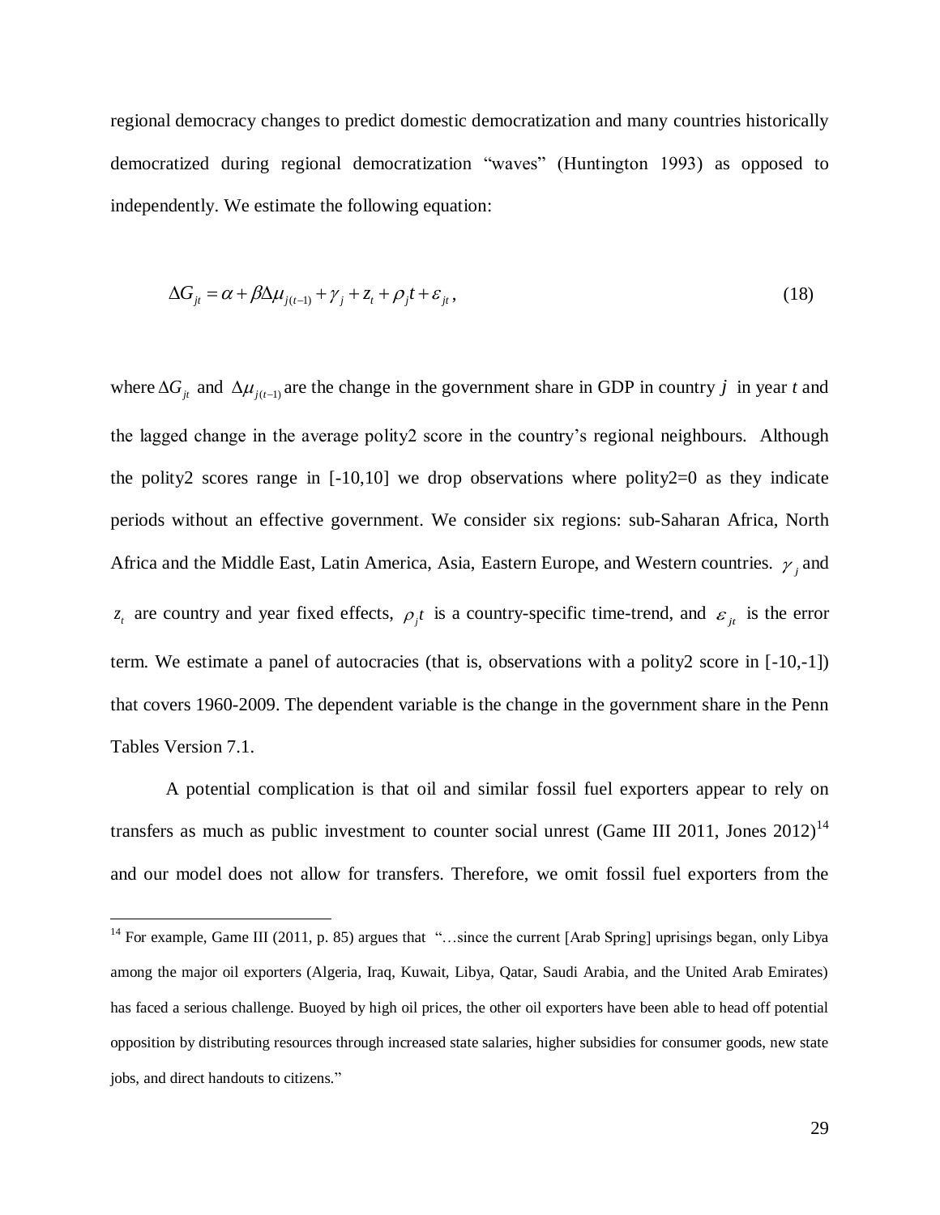regional democracy changes to predict domestic democratization and many countries historically democratized during regional democratization "waves" (Huntington 1993) as opposed to independently. We estimate the following equation:

$$\Delta G_{jt} = \alpha + \beta \Delta \mu_{j(t-1)} + \gamma_j + z_t + \rho_j t + \varepsilon_{jt}, \tag{18}$$

where $\Delta G_{jt}$ and $\Delta \mu_{j(t-1)}$ are the change in the government share in GDP in country $j$ in year $t$ and the lagged change in the average polity2 score in the country's regional neighbours. Although the polity2 scores range in [-10,10] we drop observations where polity2=0 as they indicate periods without an effective government. We consider six regions: sub-Saharan Africa, North Africa and the Middle East, Latin America, Asia, Eastern Europe, and Western countries. $\gamma_j$ and $z_t$ are country and year fixed effects, $\rho_j t$ is a country-specific time-trend, and $\varepsilon_{jt}$ is the error term. We estimate a panel of autocracies (that is, observations with a polity2 score in [-10,-1]) that covers 1960-2009. The dependent variable is the change in the government share in the Penn Tables Version 7.1.

A potential complication is that oil and similar fossil fuel exporters appear to rely on transfers as much as public investment to counter social unrest (Game III 2011, Jones 2012)[14] and our model does not allow for transfers. Therefore, we omit fossil fuel exporters from the

[14] For example, Game III (2011, p. 85) argues that "…since the current [Arab Spring] uprisings began, only Libya among the major oil exporters (Algeria, Iraq, Kuwait, Libya, Qatar, Saudi Arabia, and the United Arab Emirates) has faced a serious challenge. Buoyed by high oil prices, the other oil exporters have been able to head off potential opposition by distributing resources through increased state salaries, higher subsidies for consumer goods, new state jobs, and direct handouts to citizens."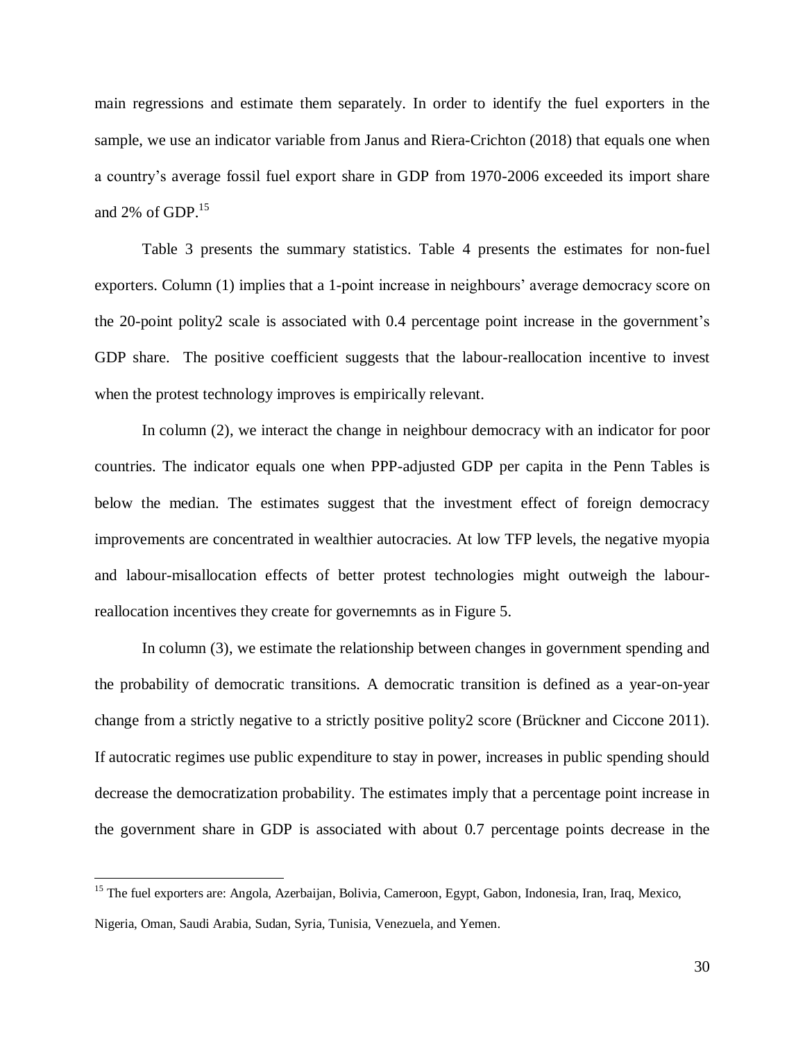main regressions and estimate them separately. In order to identify the fuel exporters in the sample, we use an indicator variable from Janus and Riera-Crichton (2018) that equals one when a country's average fossil fuel export share in GDP from 1970-2006 exceeded its import share and 2% of GDP.[15]

Table 3 presents the summary statistics. Table 4 presents the estimates for non-fuel exporters. Column (1) implies that a 1-point increase in neighbours' average democracy score on the 20-point polity2 scale is associated with 0.4 percentage point increase in the government's GDP share. The positive coefficient suggests that the labour-reallocation incentive to invest when the protest technology improves is empirically relevant.

In column (2), we interact the change in neighbour democracy with an indicator for poor countries. The indicator equals one when PPP-adjusted GDP per capita in the Penn Tables is below the median. The estimates suggest that the investment effect of foreign democracy improvements are concentrated in wealthier autocracies. At low TFP levels, the negative myopia and labour-misallocation effects of better protest technologies might outweigh the labour-reallocation incentives they create for governemnts as in Figure 5.

In column (3), we estimate the relationship between changes in government spending and the probability of democratic transitions. A democratic transition is defined as a year-on-year change from a strictly negative to a strictly positive polity2 score (Brückner and Ciccone 2011). If autocratic regimes use public expenditure to stay in power, increases in public spending should decrease the democratization probability. The estimates imply that a percentage point increase in the government share in GDP is associated with about 0.7 percentage points decrease in the

[15] The fuel exporters are: Angola, Azerbaijan, Bolivia, Cameroon, Egypt, Gabon, Indonesia, Iran, Iraq, Mexico, Nigeria, Oman, Saudi Arabia, Sudan, Syria, Tunisia, Venezuela, and Yemen.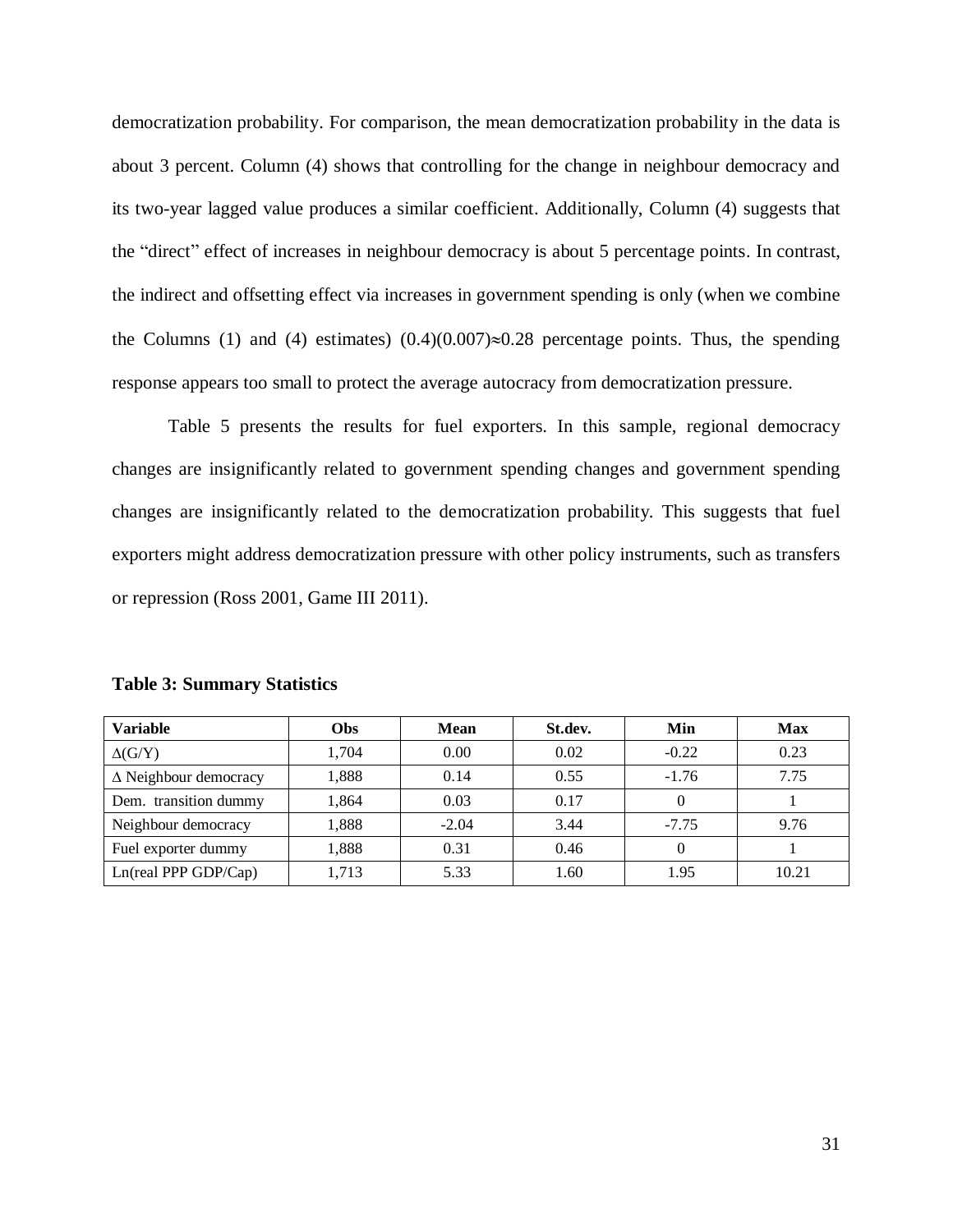democratization probability. For comparison, the mean democratization probability in the data is about 3 percent. Column (4) shows that controlling for the change in neighbour democracy and its two-year lagged value produces a similar coefficient. Additionally, Column (4) suggests that the "direct" effect of increases in neighbour democracy is about 5 percentage points. In contrast, the indirect and offsetting effect via increases in government spending is only (when we combine the Columns (1) and (4) estimates) $(0.4)(0.007)\approx 0.28$ percentage points. Thus, the spending response appears too small to protect the average autocracy from democratization pressure.

Table 5 presents the results for fuel exporters. In this sample, regional democracy changes are insignificantly related to government spending changes and government spending changes are insignificantly related to the democratization probability. This suggests that fuel exporters might address democratization pressure with other policy instruments, such as transfers or repression (Ross 2001, Game III 2011).

**Table 3: Summary Statistics**

| Variable | Obs | Mean | St.dev. | Min | Max |
|---|---|---|---|---|---|
| $\Delta$(G/Y) | 1,704 | 0.00 | 0.02 | -0.22 | 0.23 |
| $\Delta$ Neighbour democracy | 1,888 | 0.14 | 0.55 | -1.76 | 7.75 |
| Dem. transition dummy | 1,864 | 0.03 | 0.17 | 0 | 1 |
| Neighbour democracy | 1,888 | -2.04 | 3.44 | -7.75 | 9.76 |
| Fuel exporter dummy | 1,888 | 0.31 | 0.46 | 0 | 1 |
| Ln(real PPP GDP/Cap) | 1,713 | 5.33 | 1.60 | 1.95 | 10.21 |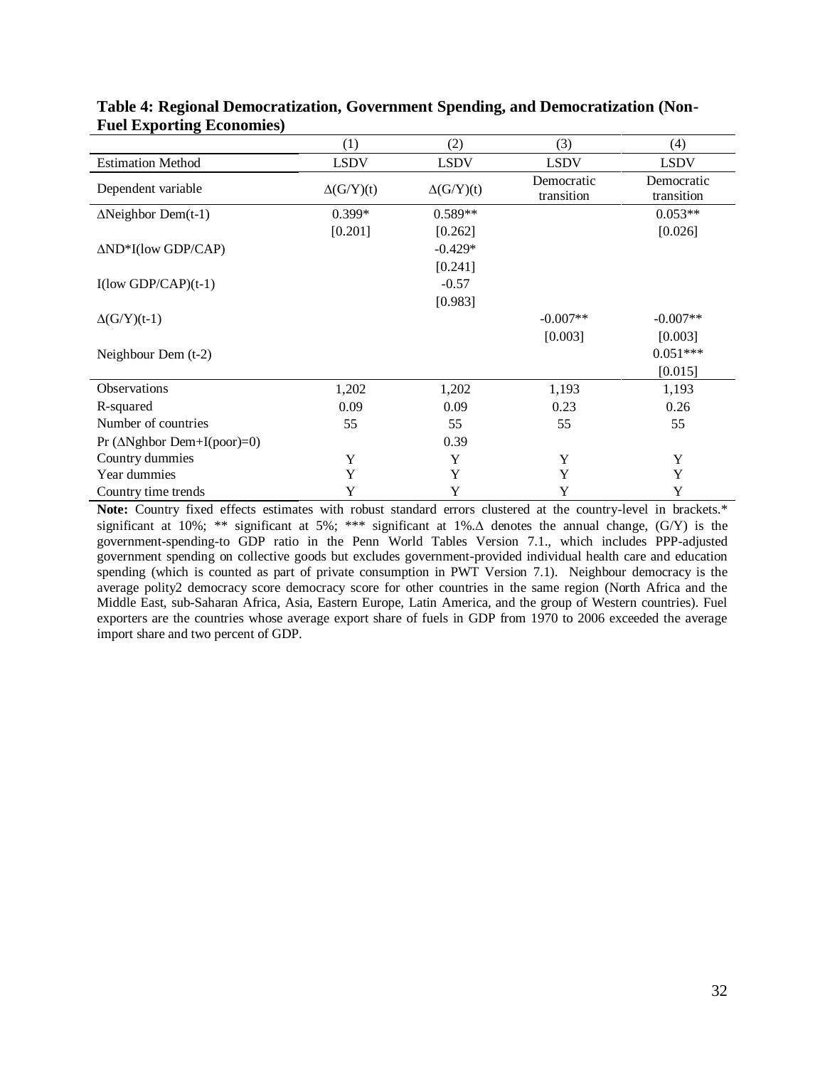**Table 4: Regional Democratization, Government Spending, and Democratization (Non-Fuel Exporting Economies)**

| | (1) | (2) | (3) | (4) |
|---|---|---|---|---|
| Estimation Method | LSDV | LSDV | LSDV | LSDV |
| Dependent variable | Δ(G/Y)(t) | Δ(G/Y)(t) | Democratic transition | Democratic transition |
| ΔNeighbor Dem(t-1) | 0.399* | 0.589** | | 0.053** |
| | [0.201] | [0.262] | | [0.026] |
| ΔND*I(low GDP/CAP) | | -0.429* | | |
| | | [0.241] | | |
| I(low GDP/CAP)(t-1) | | -0.57 | | |
| | | [0.983] | | |
| Δ(G/Y)(t-1) | | | -0.007** | -0.007** |
| | | | [0.003] | [0.003] |
| Neighbour Dem (t-2) | | | | 0.051*** |
| | | | | [0.015] |
| Observations | 1,202 | 1,202 | 1,193 | 1,193 |
| R-squared | 0.09 | 0.09 | 0.23 | 0.26 |
| Number of countries | 55 | 55 | 55 | 55 |
| Pr (ΔNghbor Dem+I(poor)=0) | | 0.39 | | |
| Country dummies | Y | Y | Y | Y |
| Year dummies | Y | Y | Y | Y |
| Country time trends | Y | Y | Y | Y |

**Note:** Country fixed effects estimates with robust standard errors clustered at the country-level in brackets.* significant at 10%; ** significant at 5%; *** significant at 1%.Δ denotes the annual change, (G/Y) is the government-spending-to GDP ratio in the Penn World Tables Version 7.1., which includes PPP-adjusted government spending on collective goods but excludes government-provided individual health care and education spending (which is counted as part of private consumption in PWT Version 7.1). Neighbour democracy is the average polity2 democracy score democracy score for other countries in the same region (North Africa and the Middle East, sub-Saharan Africa, Asia, Eastern Europe, Latin America, and the group of Western countries). Fuel exporters are the countries whose average export share of fuels in GDP from 1970 to 2006 exceeded the average import share and two percent of GDP.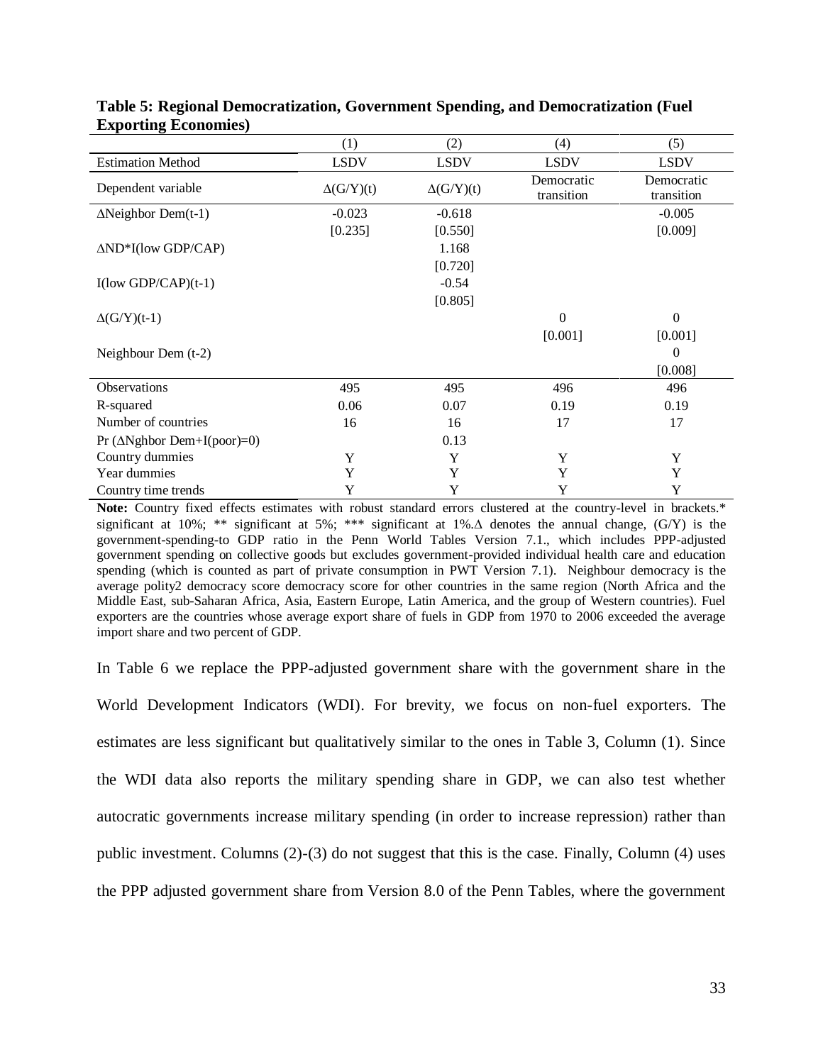**Table 5: Regional Democratization, Government Spending, and Democratization (Fuel Exporting Economies)**

| | (1) | (2) | (4) | (5) |
|---|---|---|---|---|
| Estimation Method | LSDV | LSDV | LSDV | LSDV |
| Dependent variable | Δ(G/Y)(t) | Δ(G/Y)(t) | Democratic transition | Democratic transition |
| ΔNeighbor Dem(t-1) | -0.023 | -0.618 | | -0.005 |
| | [0.235] | [0.550] | | [0.009] |
| ΔND*I(low GDP/CAP) | | 1.168 | | |
| | | [0.720] | | |
| I(low GDP/CAP)(t-1) | | -0.54 | | |
| | | [0.805] | | |
| Δ(G/Y)(t-1) | | | 0 | 0 |
| | | | [0.001] | [0.001] |
| Neighbour Dem (t-2) | | | | 0 |
| | | | | [0.008] |
| Observations | 495 | 495 | 496 | 496 |
| R-squared | 0.06 | 0.07 | 0.19 | 0.19 |
| Number of countries | 16 | 16 | 17 | 17 |
| Pr (ΔNghbor Dem+I(poor)=0) | | 0.13 | | |
| Country dummies | Y | Y | Y | Y |
| Year dummies | Y | Y | Y | Y |
| Country time trends | Y | Y | Y | Y |

**Note:** Country fixed effects estimates with robust standard errors clustered at the country-level in brackets.* significant at 10%; ** significant at 5%; *** significant at 1%.Δ denotes the annual change, (G/Y) is the government-spending-to GDP ratio in the Penn World Tables Version 7.1., which includes PPP-adjusted government spending on collective goods but excludes government-provided individual health care and education spending (which is counted as part of private consumption in PWT Version 7.1). Neighbour democracy is the average polity2 democracy score democracy score for other countries in the same region (North Africa and the Middle East, sub-Saharan Africa, Asia, Eastern Europe, Latin America, and the group of Western countries). Fuel exporters are the countries whose average export share of fuels in GDP from 1970 to 2006 exceeded the average import share and two percent of GDP.

In Table 6 we replace the PPP-adjusted government share with the government share in the World Development Indicators (WDI). For brevity, we focus on non-fuel exporters. The estimates are less significant but qualitatively similar to the ones in Table 3, Column (1). Since the WDI data also reports the military spending share in GDP, we can also test whether autocratic governments increase military spending (in order to increase repression) rather than public investment. Columns (2)-(3) do not suggest that this is the case. Finally, Column (4) uses the PPP adjusted government share from Version 8.0 of the Penn Tables, where the government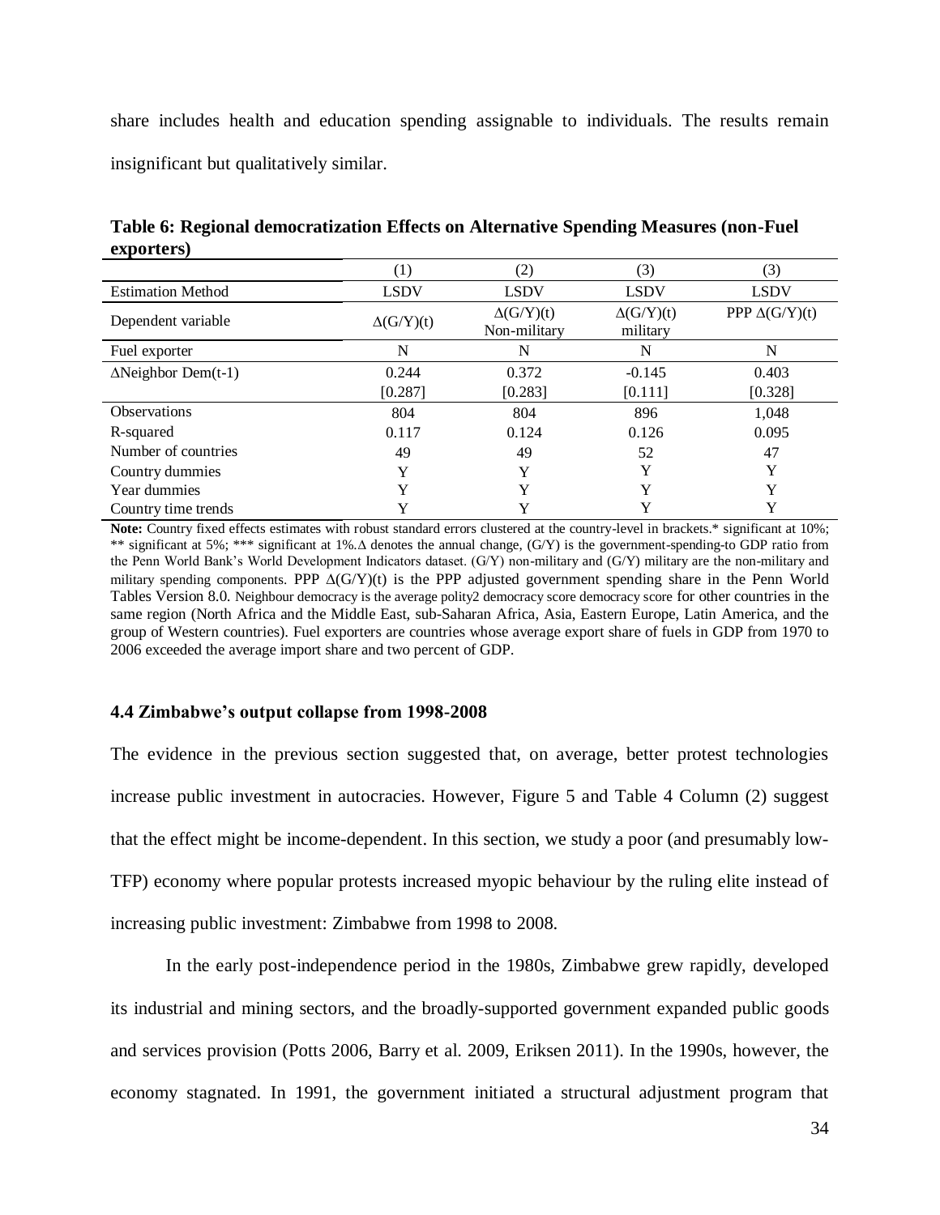share includes health and education spending assignable to individuals. The results remain insignificant but qualitatively similar.

**Table 6: Regional democratization Effects on Alternative Spending Measures (non-Fuel exporters)**

| | (1) | (2) | (3) | (3) |
|---|---|---|---|---|
| Estimation Method | LSDV | LSDV | LSDV | LSDV |
| Dependent variable | $\Delta(G/Y)(t)$ | $\Delta(G/Y)(t)$ Non-military | $\Delta(G/Y)(t)$ military | PPP $\Delta(G/Y)(t)$ |
| Fuel exporter | N | N | N | N |
| $\Delta$Neighbor Dem(t-1) | 0.244 | 0.372 | -0.145 | 0.403 |
| | [0.287] | [0.283] | [0.111] | [0.328] |
| Observations | 804 | 804 | 896 | 1,048 |
| R-squared | 0.117 | 0.124 | 0.126 | 0.095 |
| Number of countries | 49 | 49 | 52 | 47 |
| Country dummies | Y | Y | Y | Y |
| Year dummies | Y | Y | Y | Y |
| Country time trends | Y | Y | Y | Y |

**Note:** Country fixed effects estimates with robust standard errors clustered at the country-level in brackets.* significant at 10%; ** significant at 5%; *** significant at 1%.Δ denotes the annual change, (G/Y) is the government-spending-to GDP ratio from the Penn World Bank's World Development Indicators dataset. (G/Y) non-military and (G/Y) military are the non-military and military spending components. PPP $\Delta(G/Y)(t)$ is the PPP adjusted government spending share in the Penn World Tables Version 8.0. Neighbour democracy is the average polity2 democracy score democracy score for other countries in the same region (North Africa and the Middle East, sub-Saharan Africa, Asia, Eastern Europe, Latin America, and the group of Western countries). Fuel exporters are countries whose average export share of fuels in GDP from 1970 to 2006 exceeded the average import share and two percent of GDP.

### 4.4 Zimbabwe's output collapse from 1998-2008

The evidence in the previous section suggested that, on average, better protest technologies increase public investment in autocracies. However, Figure 5 and Table 4 Column (2) suggest that the effect might be income-dependent. In this section, we study a poor (and presumably low-TFP) economy where popular protests increased myopic behaviour by the ruling elite instead of increasing public investment: Zimbabwe from 1998 to 2008.

In the early post-independence period in the 1980s, Zimbabwe grew rapidly, developed its industrial and mining sectors, and the broadly-supported government expanded public goods and services provision (Potts 2006, Barry et al. 2009, Eriksen 2011). In the 1990s, however, the economy stagnated. In 1991, the government initiated a structural adjustment program that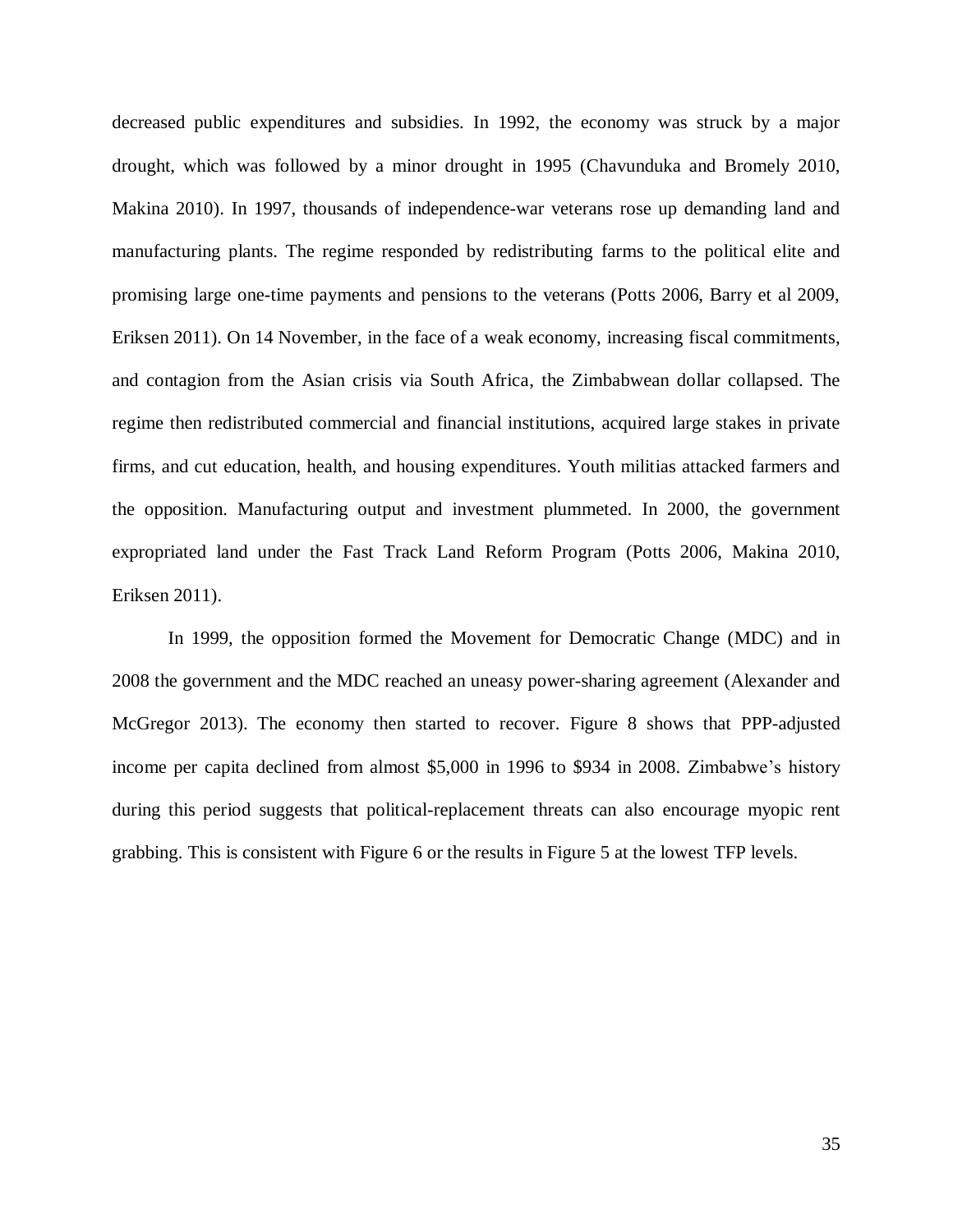decreased public expenditures and subsidies. In 1992, the economy was struck by a major drought, which was followed by a minor drought in 1995 (Chavunduka and Bromely 2010, Makina 2010). In 1997, thousands of independence-war veterans rose up demanding land and manufacturing plants. The regime responded by redistributing farms to the political elite and promising large one-time payments and pensions to the veterans (Potts 2006, Barry et al 2009, Eriksen 2011). On 14 November, in the face of a weak economy, increasing fiscal commitments, and contagion from the Asian crisis via South Africa, the Zimbabwean dollar collapsed. The regime then redistributed commercial and financial institutions, acquired large stakes in private firms, and cut education, health, and housing expenditures. Youth militias attacked farmers and the opposition. Manufacturing output and investment plummeted. In 2000, the government expropriated land under the Fast Track Land Reform Program (Potts 2006, Makina 2010, Eriksen 2011).

In 1999, the opposition formed the Movement for Democratic Change (MDC) and in 2008 the government and the MDC reached an uneasy power-sharing agreement (Alexander and McGregor 2013). The economy then started to recover. Figure 8 shows that PPP-adjusted income per capita declined from almost $5,000 in 1996 to $934 in 2008. Zimbabwe's history during this period suggests that political-replacement threats can also encourage myopic rent grabbing. This is consistent with Figure 6 or the results in Figure 5 at the lowest TFP levels.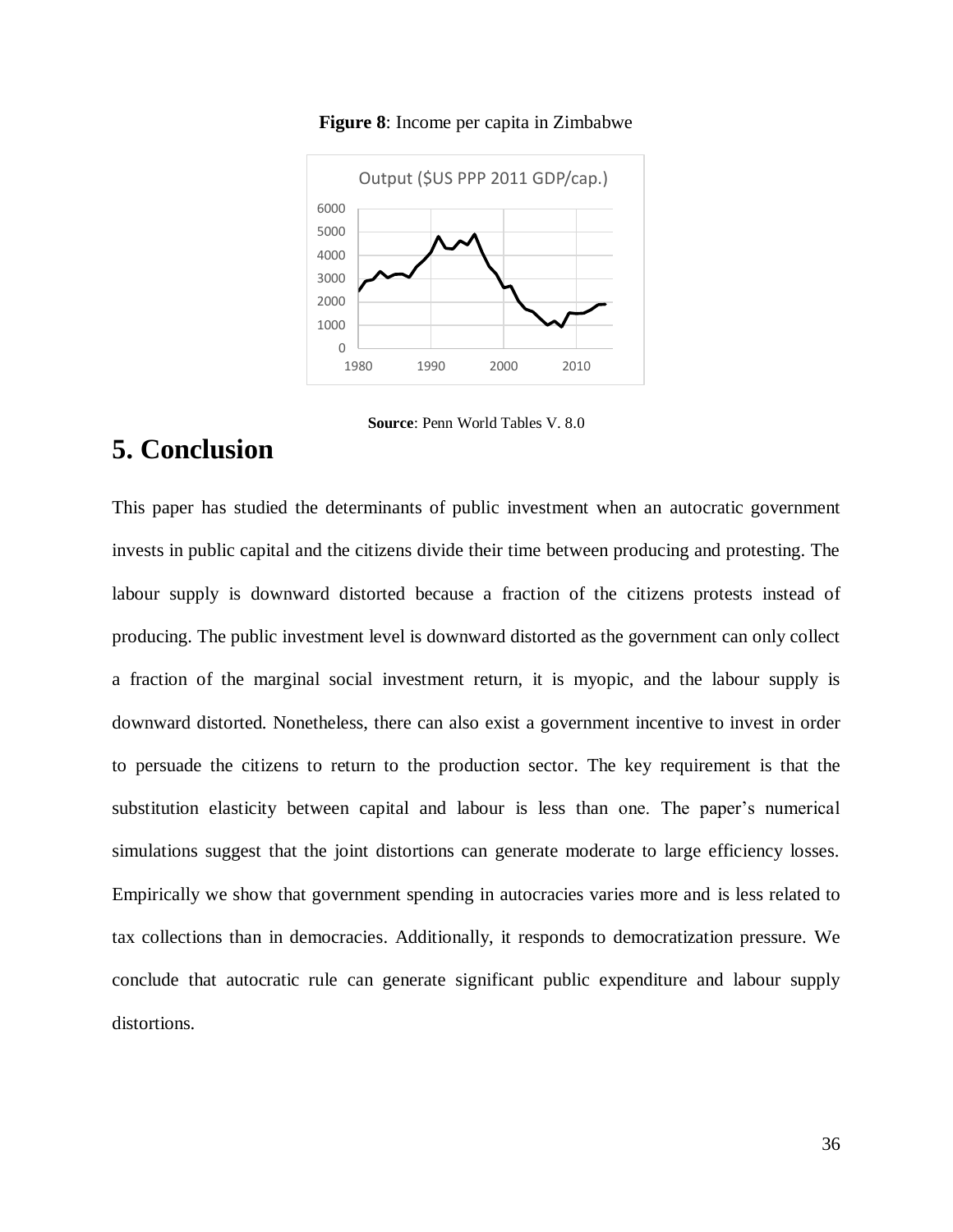**Figure 8**: Income per capita in Zimbabwe

**Source**: Penn World Tables V. 8.0

## 5. Conclusion

This paper has studied the determinants of public investment when an autocratic government invests in public capital and the citizens divide their time between producing and protesting. The labour supply is downward distorted because a fraction of the citizens protests instead of producing. The public investment level is downward distorted as the government can only collect a fraction of the marginal social investment return, it is myopic, and the labour supply is downward distorted. Nonetheless, there can also exist a government incentive to invest in order to persuade the citizens to return to the production sector. The key requirement is that the substitution elasticity between capital and labour is less than one. The paper's numerical simulations suggest that the joint distortions can generate moderate to large efficiency losses. Empirically we show that government spending in autocracies varies more and is less related to tax collections than in democracies. Additionally, it responds to democratization pressure. We conclude that autocratic rule can generate significant public expenditure and labour supply distortions.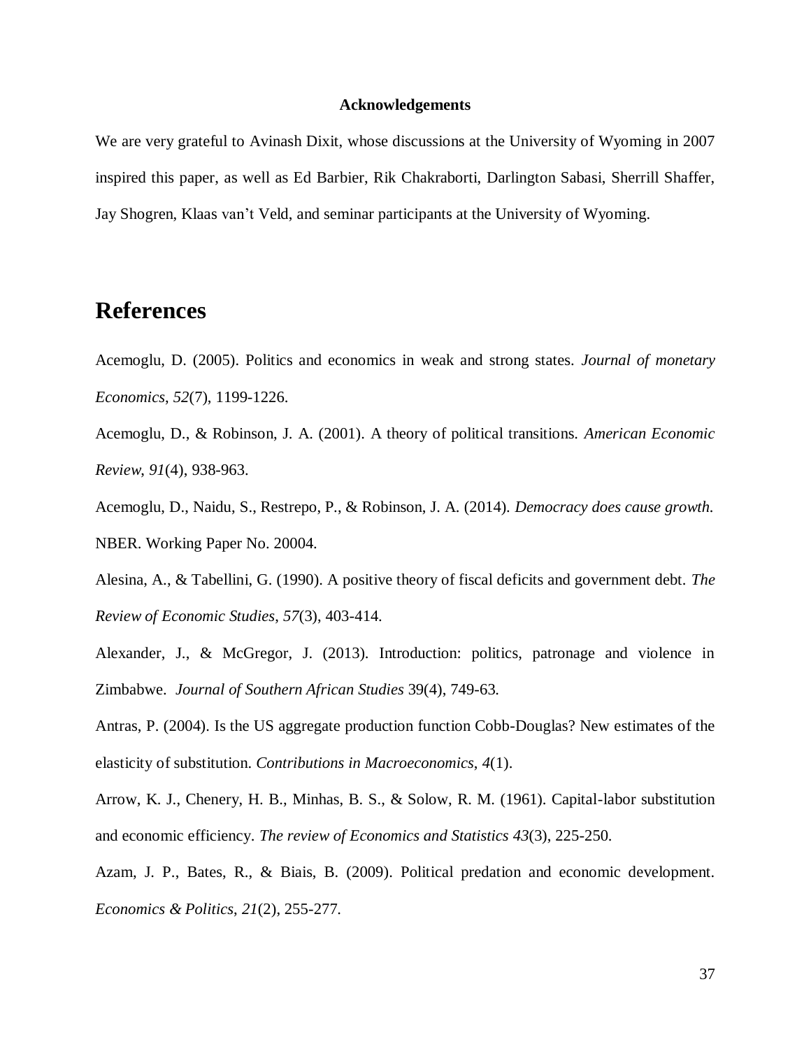### Acknowledgements

We are very grateful to Avinash Dixit, whose discussions at the University of Wyoming in 2007 inspired this paper, as well as Ed Barbier, Rik Chakraborti, Darlington Sabasi, Sherrill Shaffer, Jay Shogren, Klaas van't Veld, and seminar participants at the University of Wyoming.

# References

Acemoglu, D. (2005). Politics and economics in weak and strong states. *Journal of monetary Economics*, *52*(7), 1199-1226.

Acemoglu, D., & Robinson, J. A. (2001). A theory of political transitions. *American Economic Review*, *91*(4), 938-963.

Acemoglu, D., Naidu, S., Restrepo, P., & Robinson, J. A. (2014). *Democracy does cause growth.* NBER. Working Paper No. 20004.

Alesina, A., & Tabellini, G. (1990). A positive theory of fiscal deficits and government debt. *The Review of Economic Studies*, *57*(3), 403-414.

Alexander, J., & McGregor, J. (2013). Introduction: politics, patronage and violence in Zimbabwe. *Journal of Southern African Studies* 39(4), 749-63.

Antras, P. (2004). Is the US aggregate production function Cobb-Douglas? New estimates of the elasticity of substitution. *Contributions in Macroeconomics*, *4*(1).

Arrow, K. J., Chenery, H. B., Minhas, B. S., & Solow, R. M. (1961). Capital-labor substitution and economic efficiency. *The review of Economics and Statistics 43*(3), 225-250.

Azam, J. P., Bates, R., & Biais, B. (2009). Political predation and economic development. *Economics & Politics*, *21*(2), 255-277.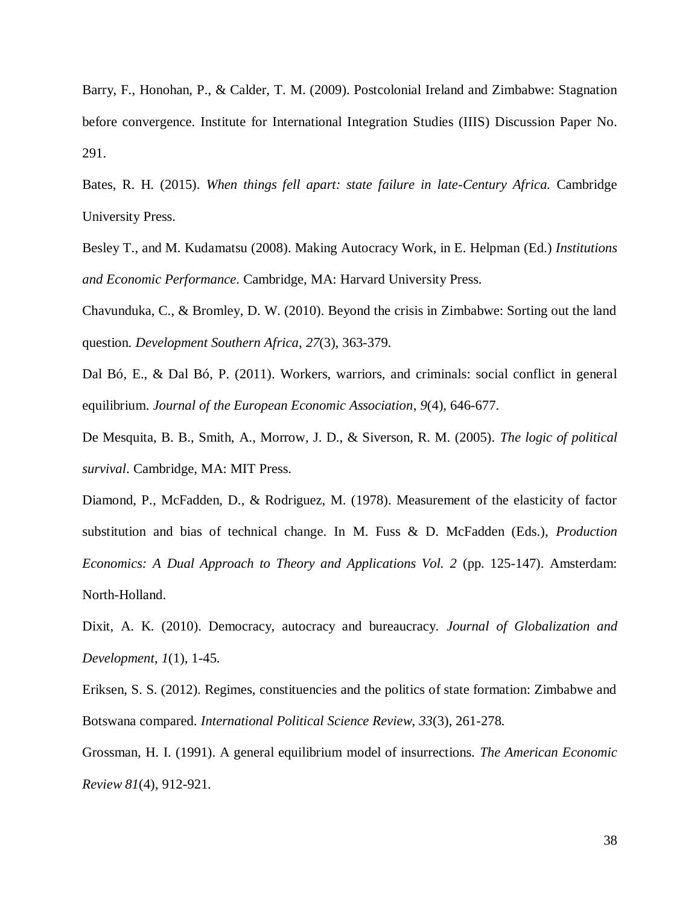Barry, F., Honohan, P., & Calder, T. M. (2009). Postcolonial Ireland and Zimbabwe: Stagnation before convergence. Institute for International Integration Studies (IIIS) Discussion Paper No. 291.

Bates, R. H. (2015). *When things fell apart: state failure in late-Century Africa*. Cambridge University Press.

Besley T., and M. Kudamatsu (2008). Making Autocracy Work, in E. Helpman (Ed.) *Institutions and Economic Performance*. Cambridge, MA: Harvard University Press.

Chavunduka, C., & Bromley, D. W. (2010). Beyond the crisis in Zimbabwe: Sorting out the land question. *Development Southern Africa*, *27*(3), 363-379.

Dal Bó, E., & Dal Bó, P. (2011). Workers, warriors, and criminals: social conflict in general equilibrium. *Journal of the European Economic Association*, *9*(4), 646-677.

De Mesquita, B. B., Smith, A., Morrow, J. D., & Siverson, R. M. (2005). *The logic of political survival*. Cambridge, MA: MIT Press.

Diamond, P., McFadden, D., & Rodriguez, M. (1978). Measurement of the elasticity of factor substitution and bias of technical change. In M. Fuss & D. McFadden (Eds.), *Production Economics: A Dual Approach to Theory and Applications Vol. 2* (pp. 125-147). Amsterdam: North-Holland.

Dixit, A. K. (2010). Democracy, autocracy and bureaucracy. *Journal of Globalization and Development*, *1*(1), 1-45.

Eriksen, S. S. (2012). Regimes, constituencies and the politics of state formation: Zimbabwe and Botswana compared. *International Political Science Review*, *33*(3), 261-278.

Grossman, H. I. (1991). A general equilibrium model of insurrections. *The American Economic Review 81*(4), 912-921.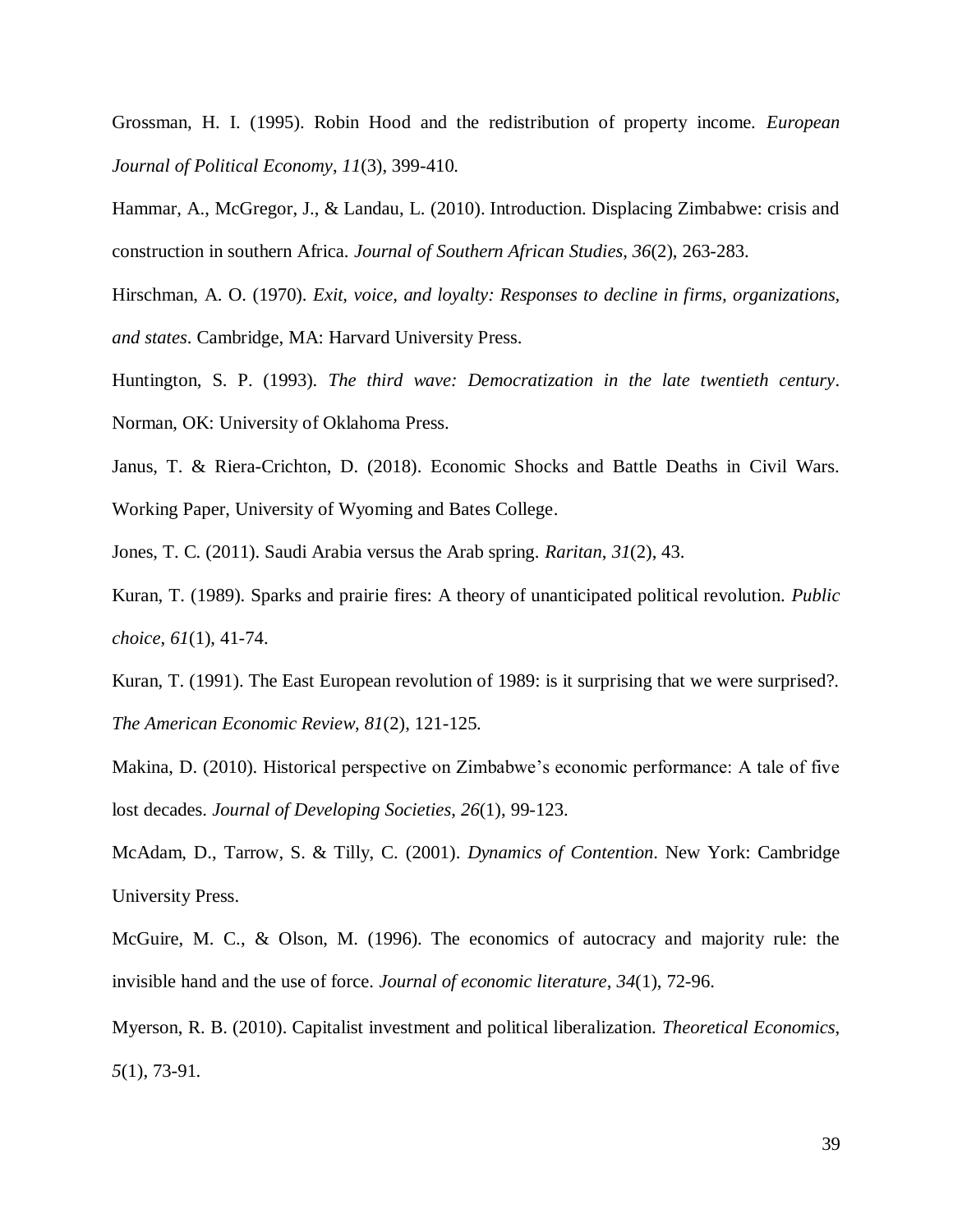Grossman, H. I. (1995). Robin Hood and the redistribution of property income. *European Journal of Political Economy*, *11*(3), 399-410.

Hammar, A., McGregor, J., & Landau, L. (2010). Introduction. Displacing Zimbabwe: crisis and construction in southern Africa. *Journal of Southern African Studies*, *36*(2), 263-283.

Hirschman, A. O. (1970). *Exit, voice, and loyalty: Responses to decline in firms, organizations, and states*. Cambridge, MA: Harvard University Press.

Huntington, S. P. (1993). *The third wave: Democratization in the late twentieth century*. Norman, OK: University of Oklahoma Press.

Janus, T. & Riera-Crichton, D. (2018). Economic Shocks and Battle Deaths in Civil Wars. Working Paper, University of Wyoming and Bates College.

Jones, T. C. (2011). Saudi Arabia versus the Arab spring. *Raritan*, *31*(2), 43.

Kuran, T. (1989). Sparks and prairie fires: A theory of unanticipated political revolution. *Public choice*, *61*(1), 41-74.

Kuran, T. (1991). The East European revolution of 1989: is it surprising that we were surprised?. *The American Economic Review, 81*(2), 121-125.

Makina, D. (2010). Historical perspective on Zimbabwe's economic performance: A tale of five lost decades. *Journal of Developing Societies*, *26*(1), 99-123.

McAdam, D., Tarrow, S. & Tilly, C. (2001). *Dynamics of Contention*. New York: Cambridge University Press.

McGuire, M. C., & Olson, M. (1996). The economics of autocracy and majority rule: the invisible hand and the use of force. *Journal of economic literature*, *34*(1), 72-96.

Myerson, R. B. (2010). Capitalist investment and political liberalization. *Theoretical Economics*, *5*(1), 73-91.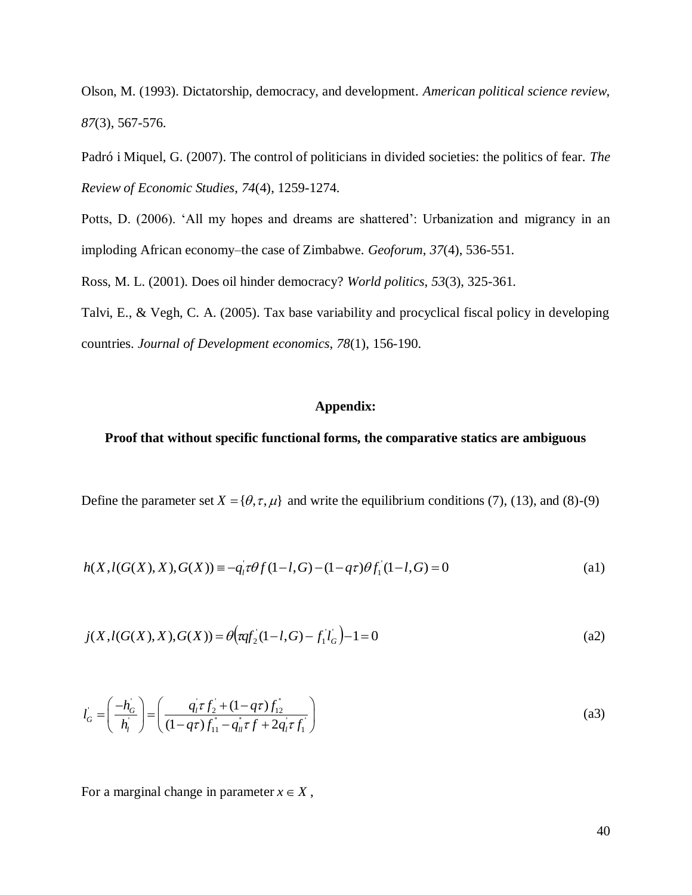Olson, M. (1993). Dictatorship, democracy, and development. *American political science review*, *87*(3), 567-576.

Padró i Miquel, G. (2007). The control of politicians in divided societies: the politics of fear. *The Review of Economic Studies*, *74*(4), 1259-1274.

Potts, D. (2006). 'All my hopes and dreams are shattered': Urbanization and migrancy in an imploding African economy–the case of Zimbabwe. *Geoforum*, *37*(4), 536-551.

Ross, M. L. (2001). Does oil hinder democracy? *World politics*, *53*(3), 325-361.

Talvi, E., & Vegh, C. A. (2005). Tax base variability and procyclical fiscal policy in developing countries. *Journal of Development economics*, *78*(1), 156-190.

## Appendix:

### Proof that without specific functional forms, the comparative statics are ambiguous

Define the parameter set $X = \{\theta, \tau, \mu\}$ and write the equilibrium conditions (7), (13), and (8)-(9)

$$h(X, l(G(X), X), G(X)) \equiv -q_l^{'}\tau\theta f(1-l, G) - (1-q\tau)\theta f_1^{'}(1-l, G) = 0 \tag{a1}$$

$$j(X, l(G(X), X), G(X)) = \theta\left(\tau q f_2^{'}(1-l, G) - f_1^{'} l_G^{'}\right) - 1 = 0 \tag{a2}$$

$$l_G^{'} = \left(\frac{-h_G^{'}}{h_l^{'}}\right) = \left(\frac{q_l^{'}\tau f_2^{'} + (1-q\tau) f_{12}^{"}}{(1-q\tau) f_{11}^{"} - q_{ll}^{"}\tau f + 2q_l^{'}\tau f_1^{'}}\right) \tag{a3}$$

For a marginal change in parameter $x \in X$,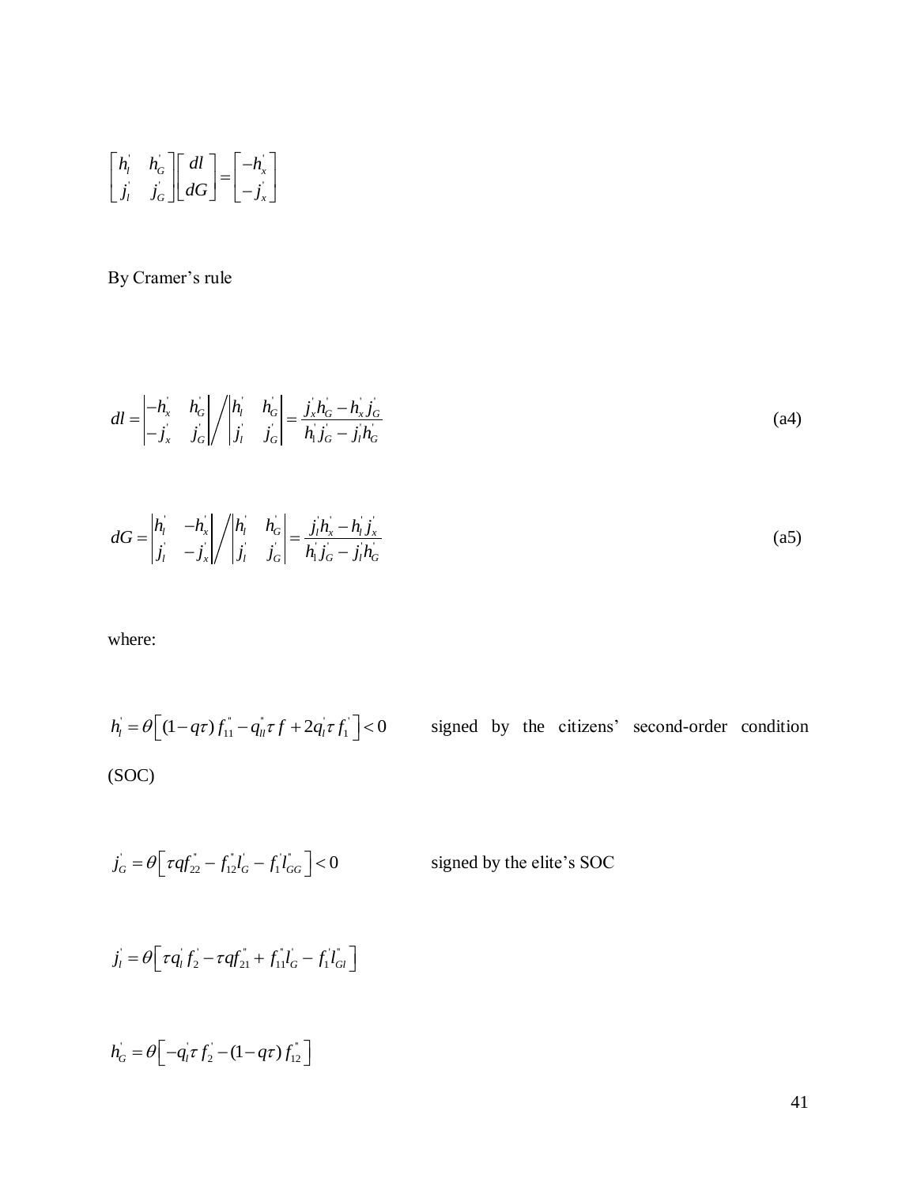$$\begin{bmatrix} h_l^{'} & h_G^{'} \\ j_l^{'} & j_G^{'} \end{bmatrix} \begin{bmatrix} dl \\ dG \end{bmatrix} = \begin{bmatrix} -h_x^{'} \\ -j_x^{'} \end{bmatrix}$$

By Cramer's rule

$$dl = \begin{vmatrix} -h_x^{'} & h_G^{'} \\ -j_x^{'} & j_G^{'} \end{vmatrix} \bigg/ \begin{vmatrix} h_l^{'} & h_G^{'} \\ j_l^{'} & j_G^{'} \end{vmatrix} = \frac{j_x^{'} h_G^{'} - h_x^{'} j_G^{'}}{h_1^{'} j_G^{'} - j_l^{'} h_G^{'}} \tag{a4}$$

$$dG = \begin{vmatrix} h_l^{'} & -h_x^{'} \\ j_l^{'} & -j_x^{'} \end{vmatrix} \bigg/ \begin{vmatrix} h_l^{'} & h_G^{'} \\ j_l^{'} & j_G^{'} \end{vmatrix} = \frac{j_l^{'} h_x^{'} - h_l^{'} j_x^{'}}{h_1^{'} j_G^{'} - j_l^{'} h_G^{'}} \tag{a5}$$

where:

$h_l^{'} = \theta\left[(1-q\tau) f_{11}^{''} - q_{ll}^{''} \tau f + 2 q_l^{'} \tau f_1^{'}\right] < 0$ signed by the citizens' second-order condition (SOC)

$j_G^{'} = \theta\left[\tau q f_{22}^{''} - f_{12}^{''} l_G^{'} - f_1^{'} l_{GG}^{''}\right] < 0$ signed by the elite's SOC

$j_l^{'} = \theta\left[\tau q_l^{'} f_2^{'} - \tau q f_{21}^{''} + f_{11}^{''} l_G^{'} - f_1^{'} l_{Gl}^{''}\right]$

$h_G^{'} = \theta\left[-q_l^{'} \tau f_2^{'} - (1-q\tau) f_{12}^{''}\right]$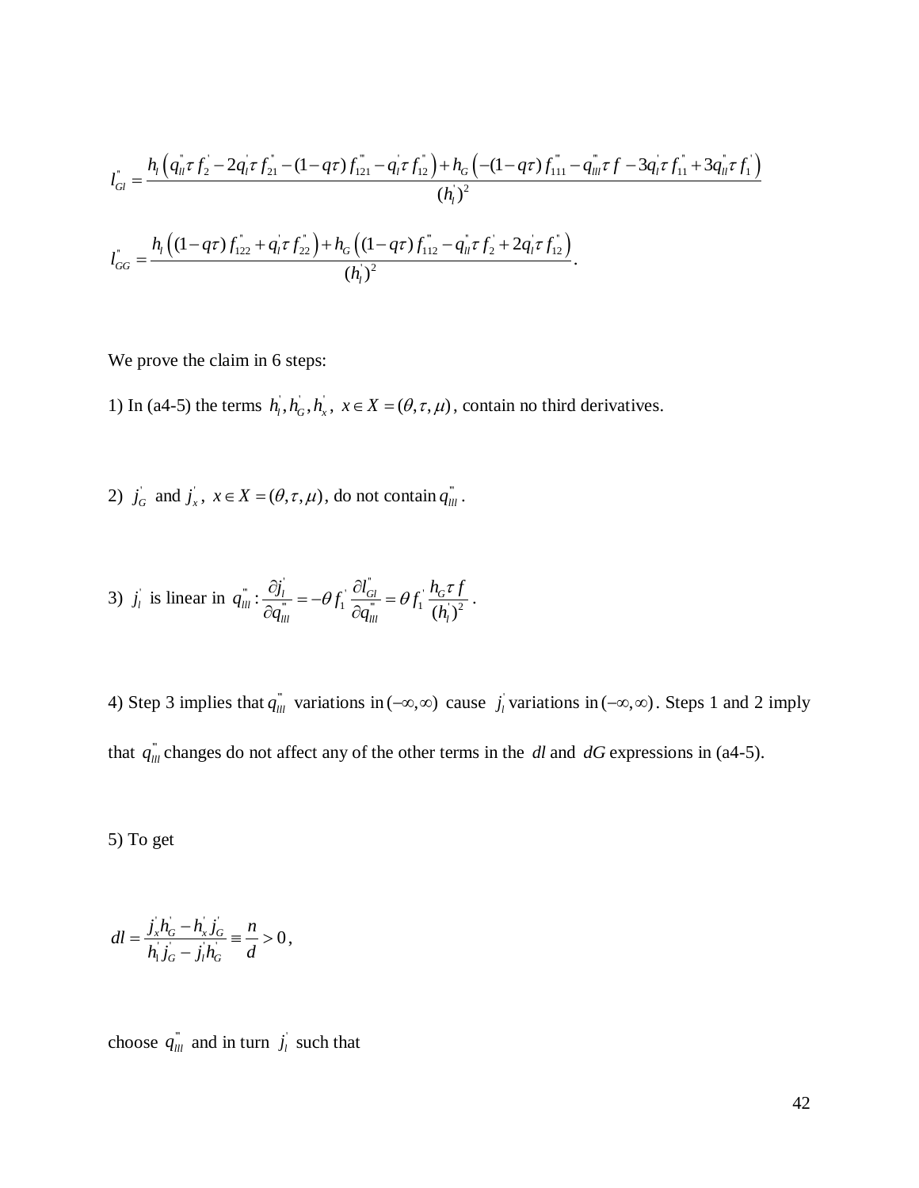$$l_{Gl}^{''} = \frac{h_l\left(q_{ll}^{''}\tau f_2^{'} - 2q_l^{'}\tau f_{21}^{''} - (1-q\tau)f_{121}^{'''} - q_l^{'}\tau f_{12}^{''}\right) + h_G\left(-(1-q\tau)f_{111}^{'''} - q_{lll}^{'''}\tau f - 3q_l^{'}\tau f_{11}^{''} + 3q_{ll}^{''}\tau f_1^{'}\right)}{(h_l^{'})^2}$$

$$l_{GG}^{''} = \frac{h_l\left((1-q\tau)f_{122}^{''} + q_l^{'}\tau f_{22}^{''}\right) + h_G\left((1-q\tau)f_{112}^{'''} - q_{ll}^{''}\tau f_2^{'} + 2q_l^{'}\tau f_{12}^{''}\right)}{(h_l^{'})^2}.$$

We prove the claim in 6 steps:

1) In (a4-5) the terms $h_l^{'}, h_G^{'}, h_x^{'},\ x \in X = (\theta, \tau, \mu)$, contain no third derivatives.

2) $j_G^{'}$ and $j_x^{'},\ x \in X = (\theta, \tau, \mu)$, do not contain $q_{lll}^{'''}$.

3) $j_l^{'}$ is linear in $q_{lll}^{'''}: \dfrac{\partial j_l^{'}}{\partial q_{lll}^{'''}} = -\theta f_1^{'} \dfrac{\partial l_{Gl}^{''}}{\partial q_{lll}^{'''}} = \theta f_1^{'} \dfrac{h_G \tau f}{(h_l^{'})^2}$.

4) Step 3 implies that $q_{lll}^{'''}$ variations in $(-\infty, \infty)$ cause $j_l^{'}$ variations in $(-\infty, \infty)$. Steps 1 and 2 imply that $q_{lll}^{'''}$ changes do not affect any of the other terms in the $dl$ and $dG$ expressions in (a4-5).

5) To get

$$dl = \frac{j_x^{'}h_G^{'} - h_x^{'}j_G^{'}}{h_1^{'}j_G^{'} - j_l^{'}h_G^{'}} \equiv \frac{n}{d} > 0,$$

choose $q_{lll}^{'''}$ and in turn $j_l^{'}$ such that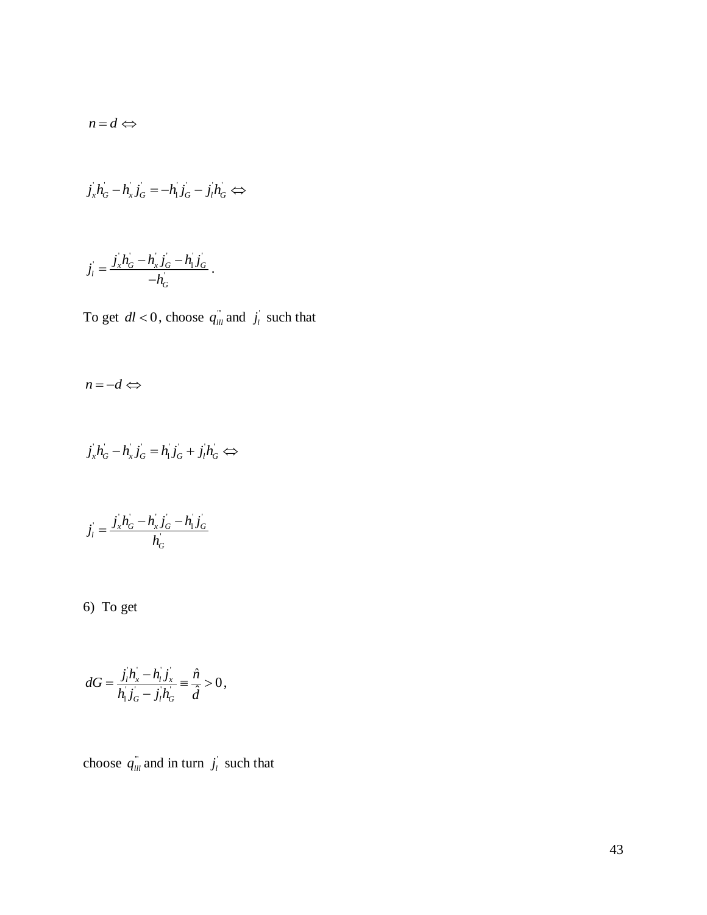$$n = d \Leftrightarrow$$

$$j_x^{'} h_G^{'} - h_x^{'} j_G^{'} = -h_1^{'} j_G^{'} - j_l^{'} h_G^{'} \Leftrightarrow$$

$$j_l^{'} = \frac{j_x^{'} h_G^{'} - h_x^{'} j_G^{'} - h_1^{'} j_G^{'}}{-h_G^{'}}.$$

To get $dl < 0$, choose $q_{lll}^{'''}$ and $j_l^{'}$ such that

$$n = -d \Leftrightarrow$$

$$j_x^{'} h_G^{'} - h_x^{'} j_G^{'} = h_1^{'} j_G^{'} + j_l^{'} h_G^{'} \Leftrightarrow$$

$$j_l^{'} = \frac{j_x^{'} h_G^{'} - h_x^{'} j_G^{'} - h_1^{'} j_G^{'}}{h_G^{'}}$$

6) To get

$$dG = \frac{j_l^{'} h_x^{'} - h_l^{'} j_x^{'}}{h_1^{'} j_G^{'} - j_l^{'} h_G^{'}} \equiv \frac{\hat{n}}{\hat{d}} > 0,$$

choose $q_{lll}^{'''}$ and in turn $j_l^{'}$ such that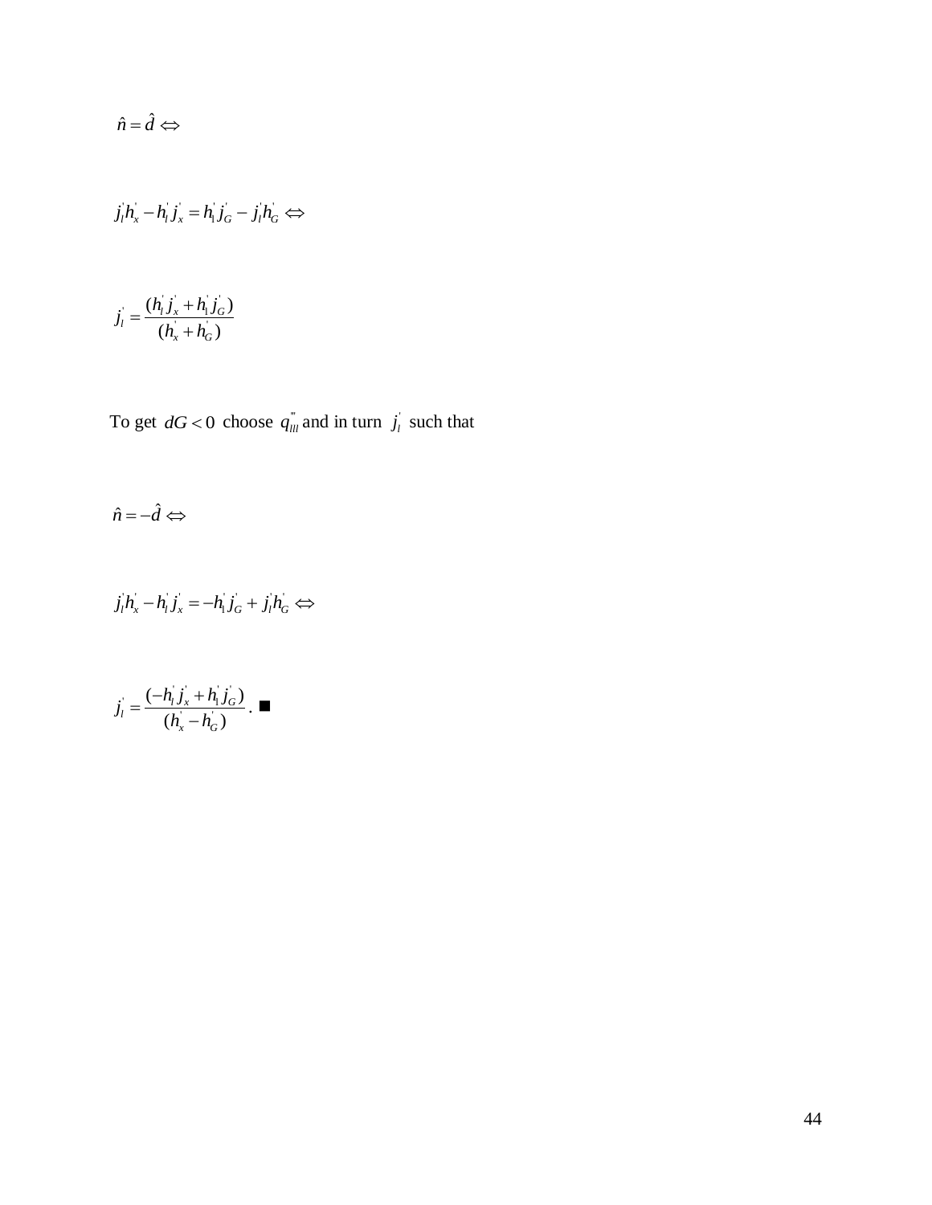$$\hat{n} = \hat{d} \Leftrightarrow$$

$$j_l^{'} h_x^{'} - h_l^{'} j_x^{'} = h_1^{'} j_G^{'} - j_l^{'} h_G^{'} \Leftrightarrow$$

$$j_l^{'} = \frac{(h_l^{'} j_x^{'} + h_1^{'} j_G^{'})}{(h_x^{'} + h_G^{'})}$$

To get $dG < 0$ choose $q_{lll}^{'''}$ and in turn $j_l^{'}$ such that

$$\hat{n} = -\hat{d} \Leftrightarrow$$

$$j_l^{'} h_x^{'} - h_l^{'} j_x^{'} = -h_1^{'} j_G^{'} + j_l^{'} h_G^{'} \Leftrightarrow$$

$$j_l^{'} = \frac{(-h_l^{'} j_x^{'} + h_1^{'} j_G^{'})}{(h_x^{'} - h_G^{'})} . \blacksquare$$